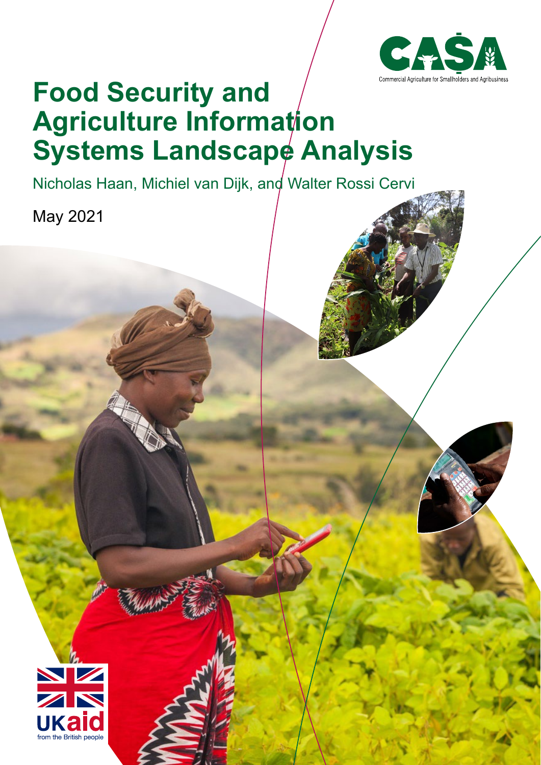CASA

Commercial Agriculture for Smallholders and Agribusiness

# Food Security and Agriculture Information Systems Landscape Analysis

Nicholas Haan, Michiel van Dijk, and Walter Rossi Cervi

May 2021

UKaid from the British people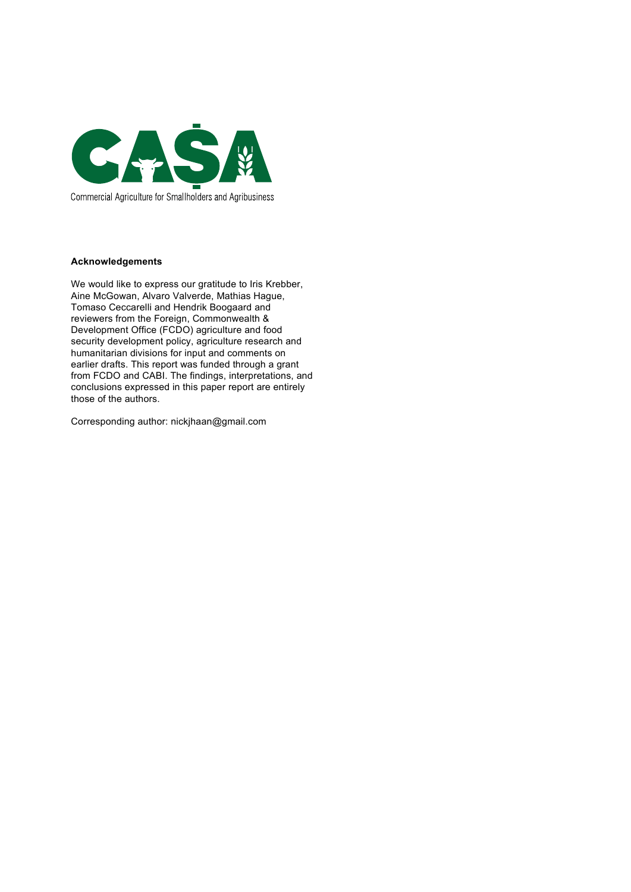CASA

Commercial Agriculture for Smallholders and Agribusiness

**Acknowledgements**

We would like to express our gratitude to Iris Krebber, Aine McGowan, Alvaro Valverde, Mathias Hague, Tomaso Ceccarelli and Hendrik Boogaard and reviewers from the Foreign, Commonwealth & Development Office (FCDO) agriculture and food security development policy, agriculture research and humanitarian divisions for input and comments on earlier drafts. This report was funded through a grant from FCDO and CABI. The findings, interpretations, and conclusions expressed in this paper report are entirely those of the authors.

Corresponding author: nickjhaan@gmail.com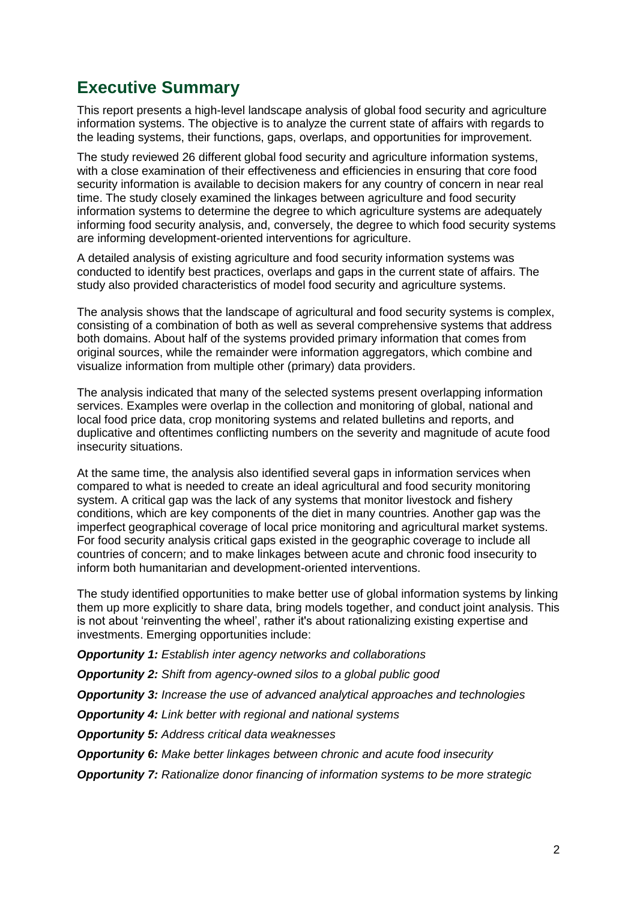## Executive Summary

This report presents a high-level landscape analysis of global food security and agriculture information systems. The objective is to analyze the current state of affairs with regards to the leading systems, their functions, gaps, overlaps, and opportunities for improvement.

The study reviewed 26 different global food security and agriculture information systems, with a close examination of their effectiveness and efficiencies in ensuring that core food security information is available to decision makers for any country of concern in near real time. The study closely examined the linkages between agriculture and food security information systems to determine the degree to which agriculture systems are adequately informing food security analysis, and, conversely, the degree to which food security systems are informing development-oriented interventions for agriculture.

A detailed analysis of existing agriculture and food security information systems was conducted to identify best practices, overlaps and gaps in the current state of affairs. The study also provided characteristics of model food security and agriculture systems.

The analysis shows that the landscape of agricultural and food security systems is complex, consisting of a combination of both as well as several comprehensive systems that address both domains. About half of the systems provided primary information that comes from original sources, while the remainder were information aggregators, which combine and visualize information from multiple other (primary) data providers.

The analysis indicated that many of the selected systems present overlapping information services. Examples were overlap in the collection and monitoring of global, national and local food price data, crop monitoring systems and related bulletins and reports, and duplicative and oftentimes conflicting numbers on the severity and magnitude of acute food insecurity situations.

At the same time, the analysis also identified several gaps in information services when compared to what is needed to create an ideal agricultural and food security monitoring system. A critical gap was the lack of any systems that monitor livestock and fishery conditions, which are key components of the diet in many countries. Another gap was the imperfect geographical coverage of local price monitoring and agricultural market systems. For food security analysis critical gaps existed in the geographic coverage to include all countries of concern; and to make linkages between acute and chronic food insecurity to inform both humanitarian and development-oriented interventions.

The study identified opportunities to make better use of global information systems by linking them up more explicitly to share data, bring models together, and conduct joint analysis. This is not about 'reinventing the wheel', rather it's about rationalizing existing expertise and investments. Emerging opportunities include:

***Opportunity 1:*** *Establish inter agency networks and collaborations*

***Opportunity 2:*** *Shift from agency-owned silos to a global public good*

***Opportunity 3:*** *Increase the use of advanced analytical approaches and technologies*

***Opportunity 4:*** *Link better with regional and national systems*

***Opportunity 5:*** *Address critical data weaknesses*

***Opportunity 6:*** *Make better linkages between chronic and acute food insecurity*

***Opportunity 7:*** *Rationalize donor financing of information systems to be more strategic*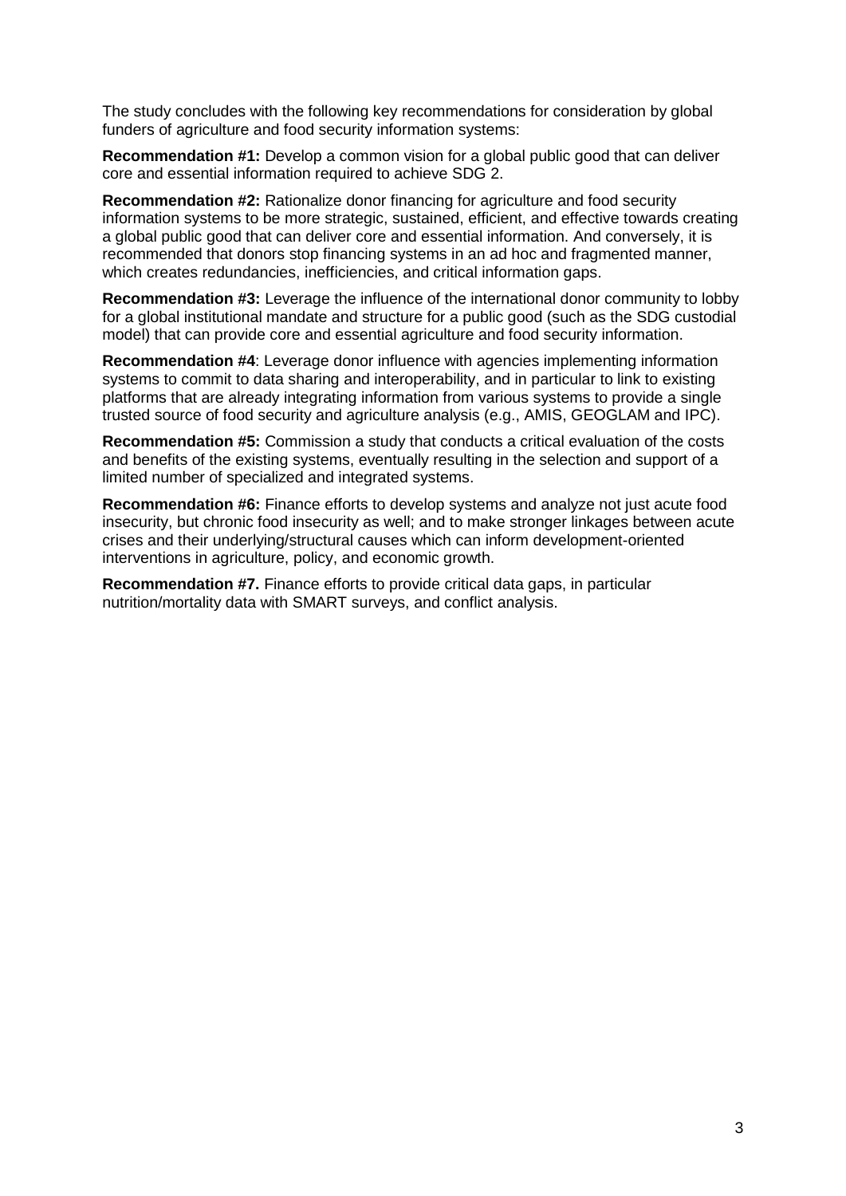The study concludes with the following key recommendations for consideration by global funders of agriculture and food security information systems:

**Recommendation #1:** Develop a common vision for a global public good that can deliver core and essential information required to achieve SDG 2.

**Recommendation #2:** Rationalize donor financing for agriculture and food security information systems to be more strategic, sustained, efficient, and effective towards creating a global public good that can deliver core and essential information. And conversely, it is recommended that donors stop financing systems in an ad hoc and fragmented manner, which creates redundancies, inefficiencies, and critical information gaps.

**Recommendation #3:** Leverage the influence of the international donor community to lobby for a global institutional mandate and structure for a public good (such as the SDG custodial model) that can provide core and essential agriculture and food security information.

**Recommendation #4**: Leverage donor influence with agencies implementing information systems to commit to data sharing and interoperability, and in particular to link to existing platforms that are already integrating information from various systems to provide a single trusted source of food security and agriculture analysis (e.g., AMIS, GEOGLAM and IPC).

**Recommendation #5:** Commission a study that conducts a critical evaluation of the costs and benefits of the existing systems, eventually resulting in the selection and support of a limited number of specialized and integrated systems.

**Recommendation #6:** Finance efforts to develop systems and analyze not just acute food insecurity, but chronic food insecurity as well; and to make stronger linkages between acute crises and their underlying/structural causes which can inform development-oriented interventions in agriculture, policy, and economic growth.

**Recommendation #7.** Finance efforts to provide critical data gaps, in particular nutrition/mortality data with SMART surveys, and conflict analysis.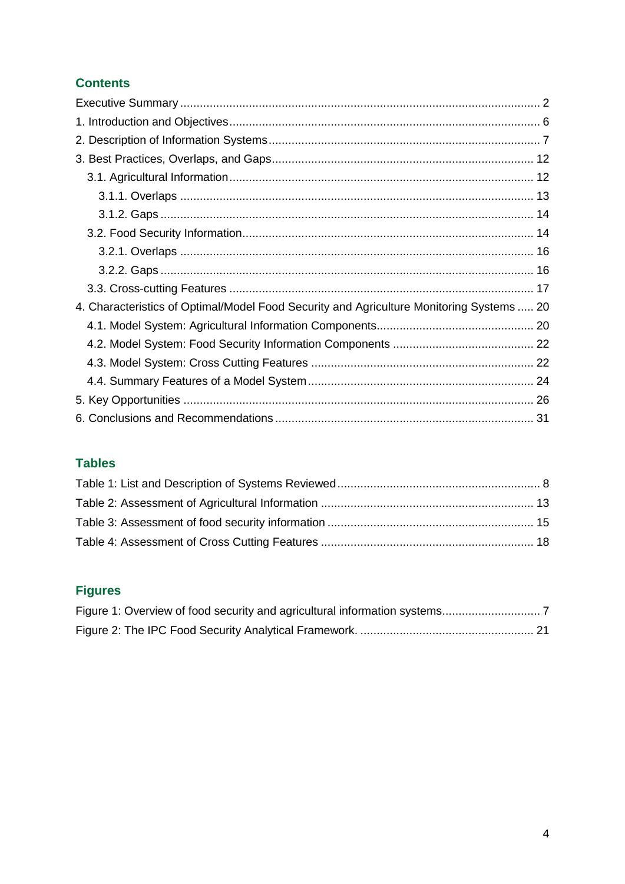## Contents

Executive Summary ... 2
1. Introduction and Objectives ... 6
2. Description of Information Systems ... 7
3. Best Practices, Overlaps, and Gaps ... 12
   3.1. Agricultural Information ... 12
      3.1.1. Overlaps ... 13
      3.1.2. Gaps ... 14
   3.2. Food Security Information ... 14
      3.2.1. Overlaps ... 16
      3.2.2. Gaps ... 16
   3.3. Cross-cutting Features ... 17
4. Characteristics of Optimal/Model Food Security and Agriculture Monitoring Systems ... 20
   4.1. Model System: Agricultural Information Components ... 20
   4.2. Model System: Food Security Information Components ... 22
   4.3. Model System: Cross Cutting Features ... 22
   4.4. Summary Features of a Model System ... 24
5. Key Opportunities ... 26
6. Conclusions and Recommendations ... 31

## Tables

Table 1: List and Description of Systems Reviewed ... 8
Table 2: Assessment of Agricultural Information ... 13
Table 3: Assessment of food security information ... 15
Table 4: Assessment of Cross Cutting Features ... 18

## Figures

Figure 1: Overview of food security and agricultural information systems ... 7
Figure 2: The IPC Food Security Analytical Framework. ... 21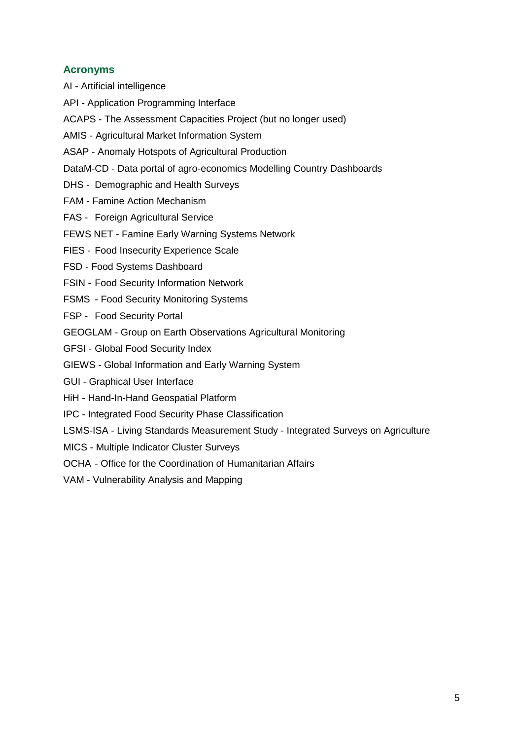## Acronyms

AI - Artificial intelligence

API - Application Programming Interface

ACAPS - The Assessment Capacities Project (but no longer used)

AMIS - Agricultural Market Information System

ASAP - Anomaly Hotspots of Agricultural Production

DataM-CD - Data portal of agro-economics Modelling Country Dashboards

DHS - Demographic and Health Surveys

FAM - Famine Action Mechanism

FAS - Foreign Agricultural Service

FEWS NET - Famine Early Warning Systems Network

FIES - Food Insecurity Experience Scale

FSD - Food Systems Dashboard

FSIN - Food Security Information Network

FSMS - Food Security Monitoring Systems

FSP - Food Security Portal

GEOGLAM - Group on Earth Observations Agricultural Monitoring

GFSI - Global Food Security Index

GIEWS - Global Information and Early Warning System

GUI - Graphical User Interface

HiH - Hand-In-Hand Geospatial Platform

IPC - Integrated Food Security Phase Classification

LSMS-ISA - Living Standards Measurement Study - Integrated Surveys on Agriculture

MICS - Multiple Indicator Cluster Surveys

OCHA - Office for the Coordination of Humanitarian Affairs

VAM - Vulnerability Analysis and Mapping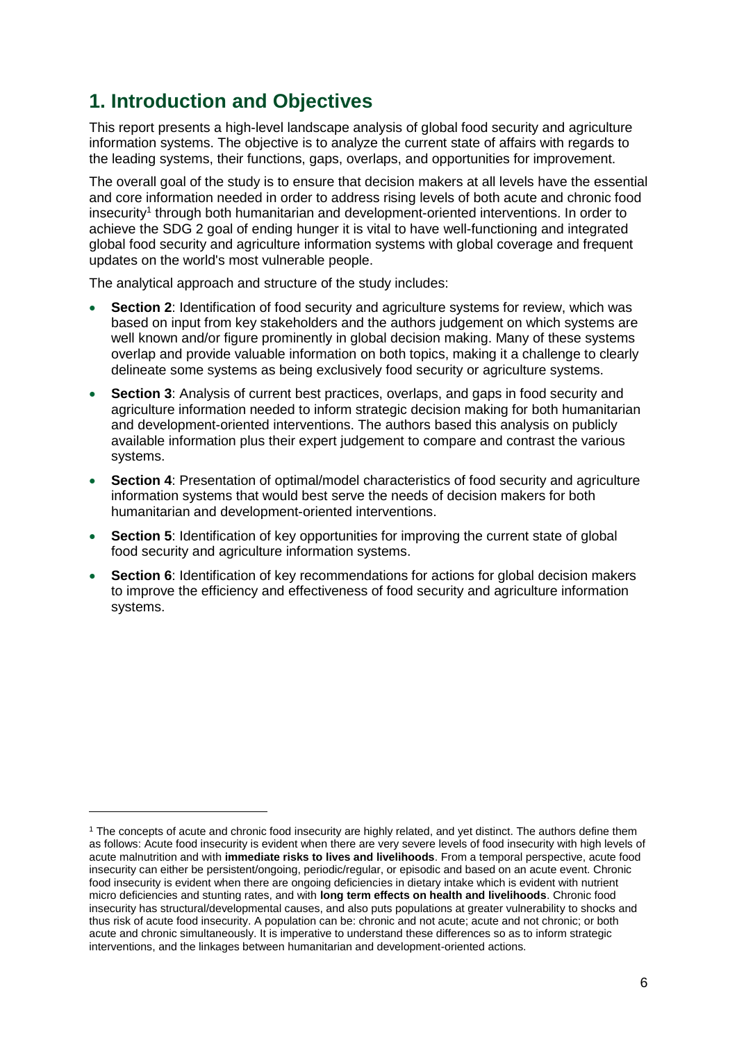# 1. Introduction and Objectives

This report presents a high-level landscape analysis of global food security and agriculture information systems. The objective is to analyze the current state of affairs with regards to the leading systems, their functions, gaps, overlaps, and opportunities for improvement.

The overall goal of the study is to ensure that decision makers at all levels have the essential and core information needed in order to address rising levels of both acute and chronic food insecurity[1] through both humanitarian and development-oriented interventions. In order to achieve the SDG 2 goal of ending hunger it is vital to have well-functioning and integrated global food security and agriculture information systems with global coverage and frequent updates on the world's most vulnerable people.

The analytical approach and structure of the study includes:

- **Section 2**: Identification of food security and agriculture systems for review, which was based on input from key stakeholders and the authors judgement on which systems are well known and/or figure prominently in global decision making. Many of these systems overlap and provide valuable information on both topics, making it a challenge to clearly delineate some systems as being exclusively food security or agriculture systems.
- **Section 3**: Analysis of current best practices, overlaps, and gaps in food security and agriculture information needed to inform strategic decision making for both humanitarian and development-oriented interventions. The authors based this analysis on publicly available information plus their expert judgement to compare and contrast the various systems.
- **Section 4**: Presentation of optimal/model characteristics of food security and agriculture information systems that would best serve the needs of decision makers for both humanitarian and development-oriented interventions.
- **Section 5**: Identification of key opportunities for improving the current state of global food security and agriculture information systems.
- **Section 6**: Identification of key recommendations for actions for global decision makers to improve the efficiency and effectiveness of food security and agriculture information systems.

---

[1] The concepts of acute and chronic food insecurity are highly related, and yet distinct. The authors define them as follows: Acute food insecurity is evident when there are very severe levels of food insecurity with high levels of acute malnutrition and with **immediate risks to lives and livelihoods**. From a temporal perspective, acute food insecurity can either be persistent/ongoing, periodic/regular, or episodic and based on an acute event. Chronic food insecurity is evident when there are ongoing deficiencies in dietary intake which is evident with nutrient micro deficiencies and stunting rates, and with **long term effects on health and livelihoods**. Chronic food insecurity has structural/developmental causes, and also puts populations at greater vulnerability to shocks and thus risk of acute food insecurity. A population can be: chronic and not acute; acute and not chronic; or both acute and chronic simultaneously. It is imperative to understand these differences so as to inform strategic interventions, and the linkages between humanitarian and development-oriented actions.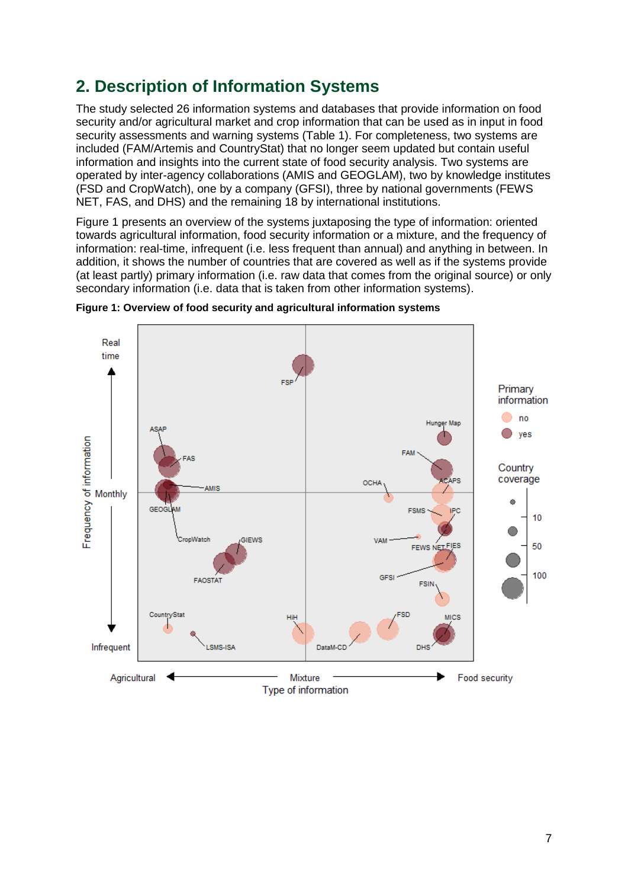## 2. Description of Information Systems

The study selected 26 information systems and databases that provide information on food security and/or agricultural market and crop information that can be used as in input in food security assessments and warning systems (Table 1). For completeness, two systems are included (FAM/Artemis and CountryStat) that no longer seem updated but contain useful information and insights into the current state of food security analysis. Two systems are operated by inter-agency collaborations (AMIS and GEOGLAM), two by knowledge institutes (FSD and CropWatch), one by a company (GFSI), three by national governments (FEWS NET, FAS, and DHS) and the remaining 18 by international institutions.

Figure 1 presents an overview of the systems juxtaposing the type of information: oriented towards agricultural information, food security information or a mixture, and the frequency of information: real-time, infrequent (i.e. less frequent than annual) and anything in between. In addition, it shows the number of countries that are covered as well as if the systems provide (at least partly) primary information (i.e. raw data that comes from the original source) or only secondary information (i.e. data that is taken from other information systems).

**Figure 1: Overview of food security and agricultural information systems**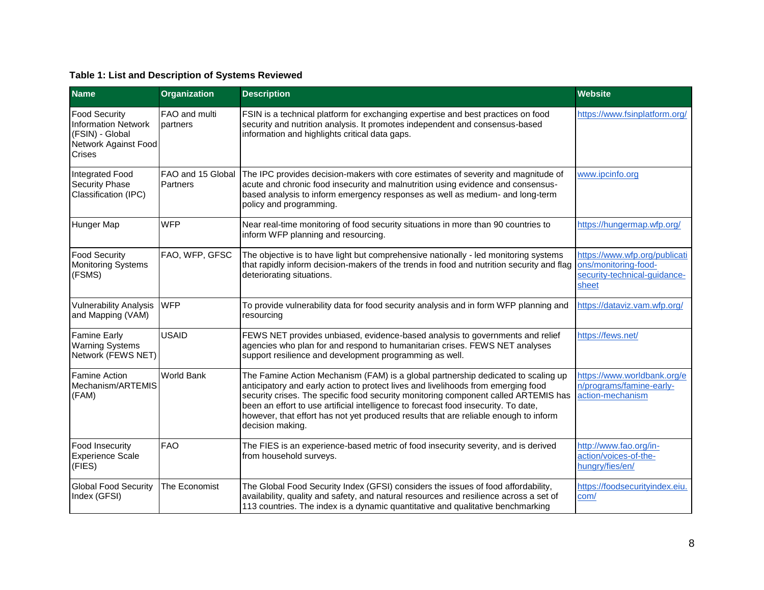**Table 1: List and Description of Systems Reviewed**

| Name | Organization | Description | Website |
|---|---|---|---|
| Food Security Information Network (FSIN) - Global Network Against Food Crises | FAO and multi partners | FSIN is a technical platform for exchanging expertise and best practices on food security and nutrition analysis. It promotes independent and consensus-based information and highlights critical data gaps. | https://www.fsinplatform.org/ |
| Integrated Food Security Phase Classification (IPC) | FAO and 15 Global Partners | The IPC provides decision-makers with core estimates of severity and magnitude of acute and chronic food insecurity and malnutrition using evidence and consensus-based analysis to inform emergency responses as well as medium- and long-term policy and programming. | www.ipcinfo.org |
| Hunger Map | WFP | Near real-time monitoring of food security situations in more than 90 countries to inform WFP planning and resourcing. | https://hungermap.wfp.org/ |
| Food Security Monitoring Systems (FSMS) | FAO, WFP, GFSC | The objective is to have light but comprehensive nationally - led monitoring systems that rapidly inform decision-makers of the trends in food and nutrition security and flag deteriorating situations. | https://www.wfp.org/publications/monitoring-food-security-technical-guidance-sheet |
| Vulnerability Analysis and Mapping (VAM) | WFP | To provide vulnerability data for food security analysis and in form WFP planning and resourcing | https://dataviz.vam.wfp.org/ |
| Famine Early Warning Systems Network (FEWS NET) | USAID | FEWS NET provides unbiased, evidence-based analysis to governments and relief agencies who plan for and respond to humanitarian crises. FEWS NET analyses support resilience and development programming as well. | https://fews.net/ |
| Famine Action Mechanism/ARTEMIS (FAM) | World Bank | The Famine Action Mechanism (FAM) is a global partnership dedicated to scaling up anticipatory and early action to protect lives and livelihoods from emerging food security crises. The specific food security monitoring component called ARTEMIS has been an effort to use artificial intelligence to forecast food insecurity. To date, however, that effort has not yet produced results that are reliable enough to inform decision making. | https://www.worldbank.org/en/programs/famine-early-action-mechanism |
| Food Insecurity Experience Scale (FIES) | FAO | The FIES is an experience-based metric of food insecurity severity, and is derived from household surveys. | http://www.fao.org/in-action/voices-of-the-hungry/fies/en/ |
| Global Food Security Index (GFSI) | The Economist | The Global Food Security Index (GFSI) considers the issues of food affordability, availability, quality and safety, and natural resources and resilience across a set of 113 countries. The index is a dynamic quantitative and qualitative benchmarking | https://foodsecurityindex.eiu.com/ |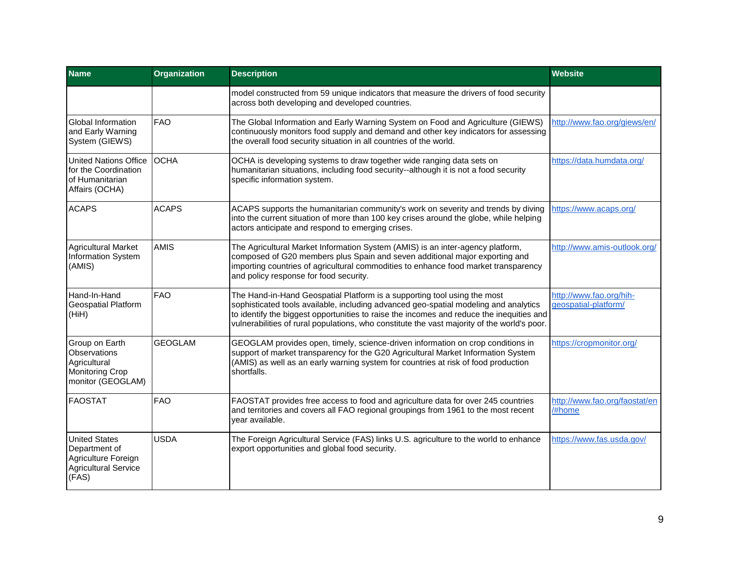| Name | Organization | Description | Website |
| --- | --- | --- | --- |
| | | model constructed from 59 unique indicators that measure the drivers of food security across both developing and developed countries. | |
| Global Information and Early Warning System (GIEWS) | FAO | The Global Information and Early Warning System on Food and Agriculture (GIEWS) continuously monitors food supply and demand and other key indicators for assessing the overall food security situation in all countries of the world. | http://www.fao.org/giews/en/ |
| United Nations Office for the Coordination of Humanitarian Affairs (OCHA) | OCHA | OCHA is developing systems to draw together wide ranging data sets on humanitarian situations, including food security--although it is not a food security specific information system. | https://data.humdata.org/ |
| ACAPS | ACAPS | ACAPS supports the humanitarian community's work on severity and trends by diving into the current situation of more than 100 key crises around the globe, while helping actors anticipate and respond to emerging crises. | https://www.acaps.org/ |
| Agricultural Market Information System (AMIS) | AMIS | The Agricultural Market Information System (AMIS) is an inter-agency platform, composed of G20 members plus Spain and seven additional major exporting and importing countries of agricultural commodities to enhance food market transparency and policy response for food security. | http://www.amis-outlook.org/ |
| Hand-In-Hand Geospatial Platform (HiH) | FAO | The Hand-in-Hand Geospatial Platform is a supporting tool using the most sophisticated tools available, including advanced geo-spatial modeling and analytics to identify the biggest opportunities to raise the incomes and reduce the inequities and vulnerabilities of rural populations, who constitute the vast majority of the world's poor. | http://www.fao.org/hih-geospatial-platform/ |
| Group on Earth Observations Agricultural Monitoring Crop monitor (GEOGLAM) | GEOGLAM | GEOGLAM provides open, timely, science-driven information on crop conditions in support of market transparency for the G20 Agricultural Market Information System (AMIS) as well as an early warning system for countries at risk of food production shortfalls. | https://cropmonitor.org/ |
| FAOSTAT | FAO | FAOSTAT provides free access to food and agriculture data for over 245 countries and territories and covers all FAO regional groupings from 1961 to the most recent year available. | http://www.fao.org/faostat/en/#home |
| United States Department of Agriculture Foreign Agricultural Service (FAS) | USDA | The Foreign Agricultural Service (FAS) links U.S. agriculture to the world to enhance export opportunities and global food security. | https://www.fas.usda.gov/ |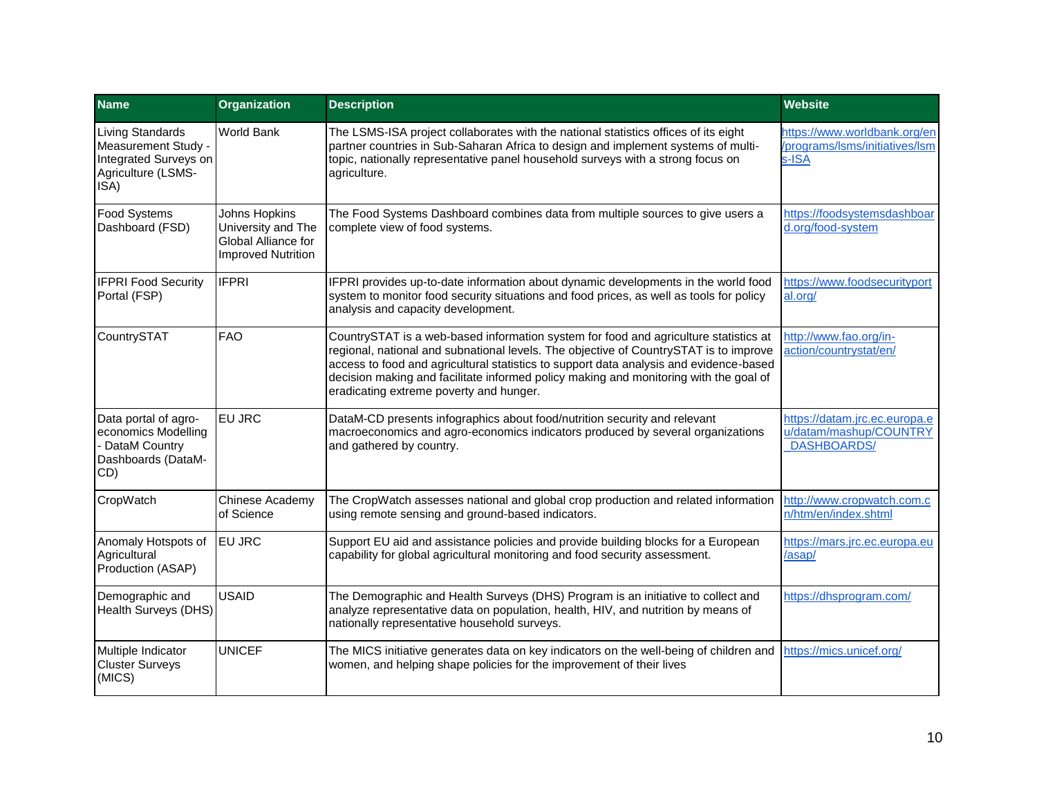| Name | Organization | Description | Website |
| --- | --- | --- | --- |
| Living Standards Measurement Study - Integrated Surveys on Agriculture (LSMS-ISA) | World Bank | The LSMS-ISA project collaborates with the national statistics offices of its eight partner countries in Sub-Saharan Africa to design and implement systems of multi-topic, nationally representative panel household surveys with a strong focus on agriculture. | https://www.worldbank.org/en/programs/lsms/initiatives/lsms-ISA |
| Food Systems Dashboard (FSD) | Johns Hopkins University and The Global Alliance for Improved Nutrition | The Food Systems Dashboard combines data from multiple sources to give users a complete view of food systems. | https://foodsystemsdashboard.org/food-system |
| IFPRI Food Security Portal (FSP) | IFPRI | IFPRI provides up-to-date information about dynamic developments in the world food system to monitor food security situations and food prices, as well as tools for policy analysis and capacity development. | https://www.foodsecurityportal.org/ |
| CountrySTAT | FAO | CountrySTAT is a web-based information system for food and agriculture statistics at regional, national and subnational levels. The objective of CountrySTAT is to improve access to food and agricultural statistics to support data analysis and evidence-based decision making and facilitate informed policy making and monitoring with the goal of eradicating extreme poverty and hunger. | http://www.fao.org/in-action/countrystat/en/ |
| Data portal of agro-economics Modelling - DataM Country Dashboards (DataM-CD) | EU JRC | DataM-CD presents infographics about food/nutrition security and relevant macroeconomics and agro-economics indicators produced by several organizations and gathered by country. | https://datam.jrc.ec.europa.eu/datam/mashup/COUNTRY_DASHBOARDS/ |
| CropWatch | Chinese Academy of Science | The CropWatch assesses national and global crop production and related information using remote sensing and ground-based indicators. | http://www.cropwatch.com.cn/htm/en/index.shtml |
| Anomaly Hotspots of Agricultural Production (ASAP) | EU JRC | Support EU aid and assistance policies and provide building blocks for a European capability for global agricultural monitoring and food security assessment. | https://mars.jrc.ec.europa.eu/asap/ |
| Demographic and Health Surveys (DHS) | USAID | The Demographic and Health Surveys (DHS) Program is an initiative to collect and analyze representative data on population, health, HIV, and nutrition by means of nationally representative household surveys. | https://dhsprogram.com/ |
| Multiple Indicator Cluster Surveys (MICS) | UNICEF | The MICS initiative generates data on key indicators on the well-being of children and women, and helping shape policies for the improvement of their lives | https://mics.unicef.org/ |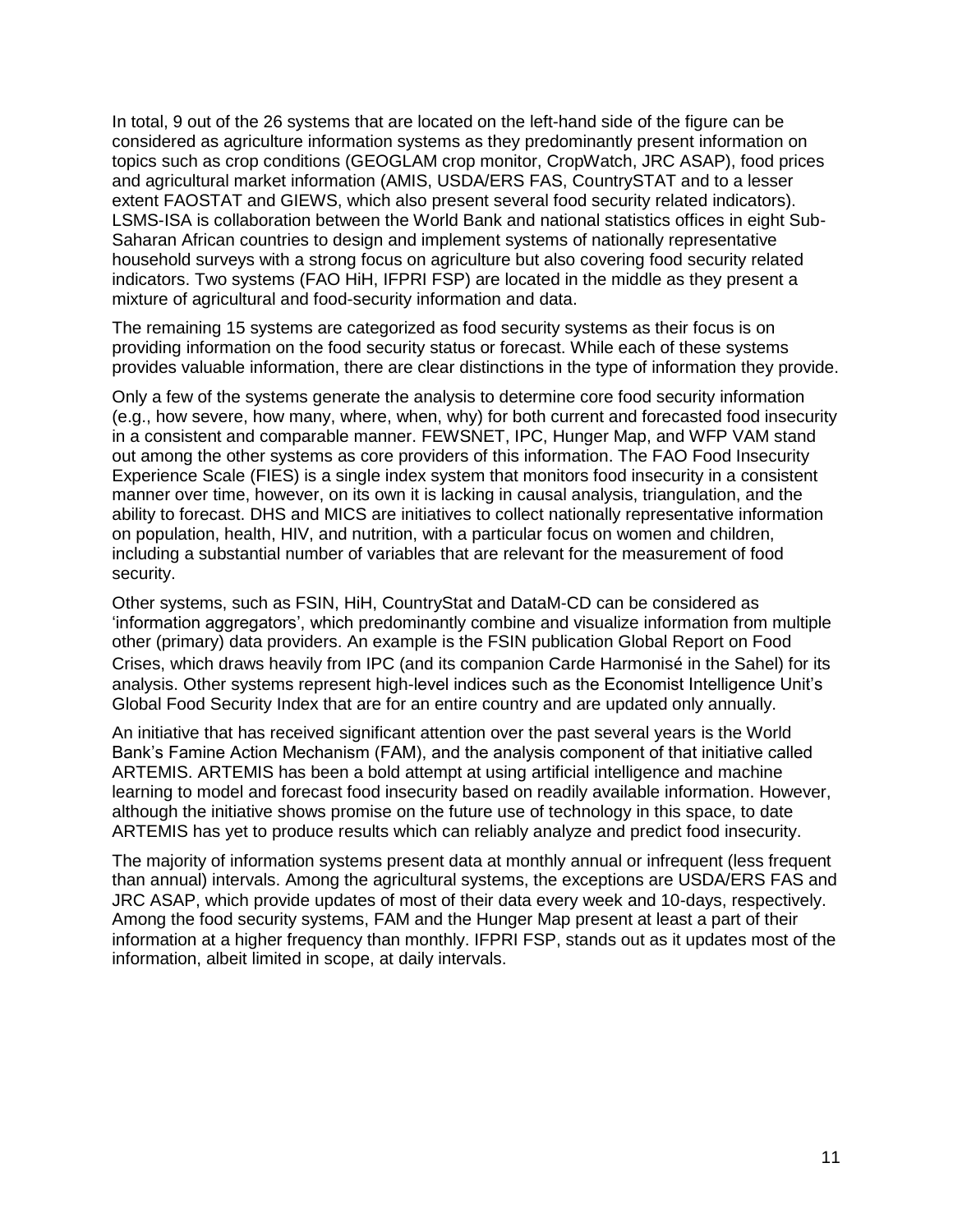In total, 9 out of the 26 systems that are located on the left-hand side of the figure can be considered as agriculture information systems as they predominantly present information on topics such as crop conditions (GEOGLAM crop monitor, CropWatch, JRC ASAP), food prices and agricultural market information (AMIS, USDA/ERS FAS, CountrySTAT and to a lesser extent FAOSTAT and GIEWS, which also present several food security related indicators). LSMS-ISA is collaboration between the World Bank and national statistics offices in eight Sub-Saharan African countries to design and implement systems of nationally representative household surveys with a strong focus on agriculture but also covering food security related indicators. Two systems (FAO HiH, IFPRI FSP) are located in the middle as they present a mixture of agricultural and food-security information and data.

The remaining 15 systems are categorized as food security systems as their focus is on providing information on the food security status or forecast. While each of these systems provides valuable information, there are clear distinctions in the type of information they provide.

Only a few of the systems generate the analysis to determine core food security information (e.g., how severe, how many, where, when, why) for both current and forecasted food insecurity in a consistent and comparable manner. FEWSNET, IPC, Hunger Map, and WFP VAM stand out among the other systems as core providers of this information. The FAO Food Insecurity Experience Scale (FIES) is a single index system that monitors food insecurity in a consistent manner over time, however, on its own it is lacking in causal analysis, triangulation, and the ability to forecast. DHS and MICS are initiatives to collect nationally representative information on population, health, HIV, and nutrition, with a particular focus on women and children, including a substantial number of variables that are relevant for the measurement of food security.

Other systems, such as FSIN, HiH, CountryStat and DataM-CD can be considered as 'information aggregators', which predominantly combine and visualize information from multiple other (primary) data providers. An example is the FSIN publication Global Report on Food Crises, which draws heavily from IPC (and its companion Carde Harmonisé in the Sahel) for its analysis. Other systems represent high-level indices such as the Economist Intelligence Unit's Global Food Security Index that are for an entire country and are updated only annually.

An initiative that has received significant attention over the past several years is the World Bank's Famine Action Mechanism (FAM), and the analysis component of that initiative called ARTEMIS. ARTEMIS has been a bold attempt at using artificial intelligence and machine learning to model and forecast food insecurity based on readily available information. However, although the initiative shows promise on the future use of technology in this space, to date ARTEMIS has yet to produce results which can reliably analyze and predict food insecurity.

The majority of information systems present data at monthly annual or infrequent (less frequent than annual) intervals. Among the agricultural systems, the exceptions are USDA/ERS FAS and JRC ASAP, which provide updates of most of their data every week and 10-days, respectively. Among the food security systems, FAM and the Hunger Map present at least a part of their information at a higher frequency than monthly. IFPRI FSP, stands out as it updates most of the information, albeit limited in scope, at daily intervals.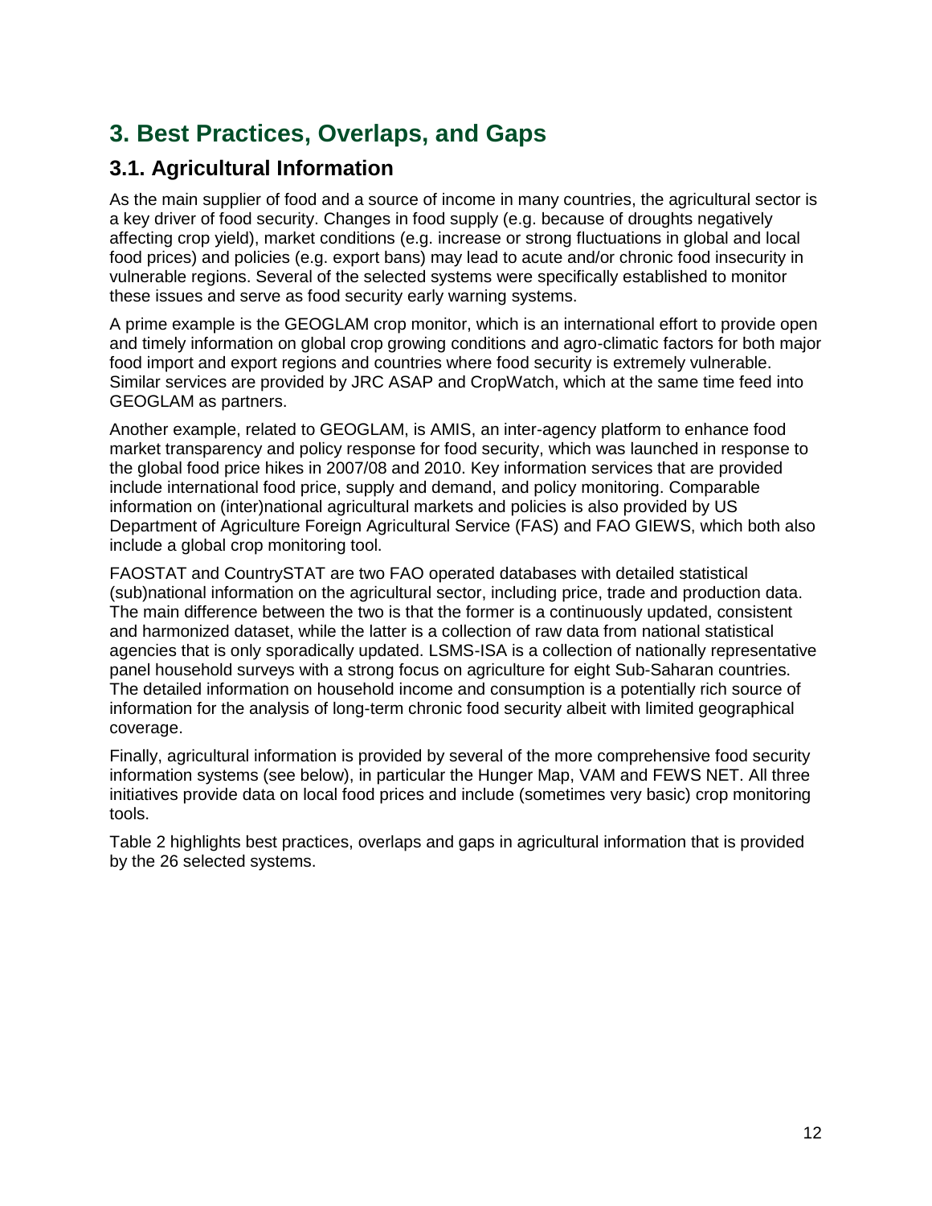# 3. Best Practices, Overlaps, and Gaps

## 3.1. Agricultural Information

As the main supplier of food and a source of income in many countries, the agricultural sector is a key driver of food security. Changes in food supply (e.g. because of droughts negatively affecting crop yield), market conditions (e.g. increase or strong fluctuations in global and local food prices) and policies (e.g. export bans) may lead to acute and/or chronic food insecurity in vulnerable regions. Several of the selected systems were specifically established to monitor these issues and serve as food security early warning systems.

A prime example is the GEOGLAM crop monitor, which is an international effort to provide open and timely information on global crop growing conditions and agro-climatic factors for both major food import and export regions and countries where food security is extremely vulnerable. Similar services are provided by JRC ASAP and CropWatch, which at the same time feed into GEOGLAM as partners.

Another example, related to GEOGLAM, is AMIS, an inter-agency platform to enhance food market transparency and policy response for food security, which was launched in response to the global food price hikes in 2007/08 and 2010. Key information services that are provided include international food price, supply and demand, and policy monitoring. Comparable information on (inter)national agricultural markets and policies is also provided by US Department of Agriculture Foreign Agricultural Service (FAS) and FAO GIEWS, which both also include a global crop monitoring tool.

FAOSTAT and CountrySTAT are two FAO operated databases with detailed statistical (sub)national information on the agricultural sector, including price, trade and production data. The main difference between the two is that the former is a continuously updated, consistent and harmonized dataset, while the latter is a collection of raw data from national statistical agencies that is only sporadically updated. LSMS-ISA is a collection of nationally representative panel household surveys with a strong focus on agriculture for eight Sub-Saharan countries. The detailed information on household income and consumption is a potentially rich source of information for the analysis of long-term chronic food security albeit with limited geographical coverage.

Finally, agricultural information is provided by several of the more comprehensive food security information systems (see below), in particular the Hunger Map, VAM and FEWS NET. All three initiatives provide data on local food prices and include (sometimes very basic) crop monitoring tools.

Table 2 highlights best practices, overlaps and gaps in agricultural information that is provided by the 26 selected systems.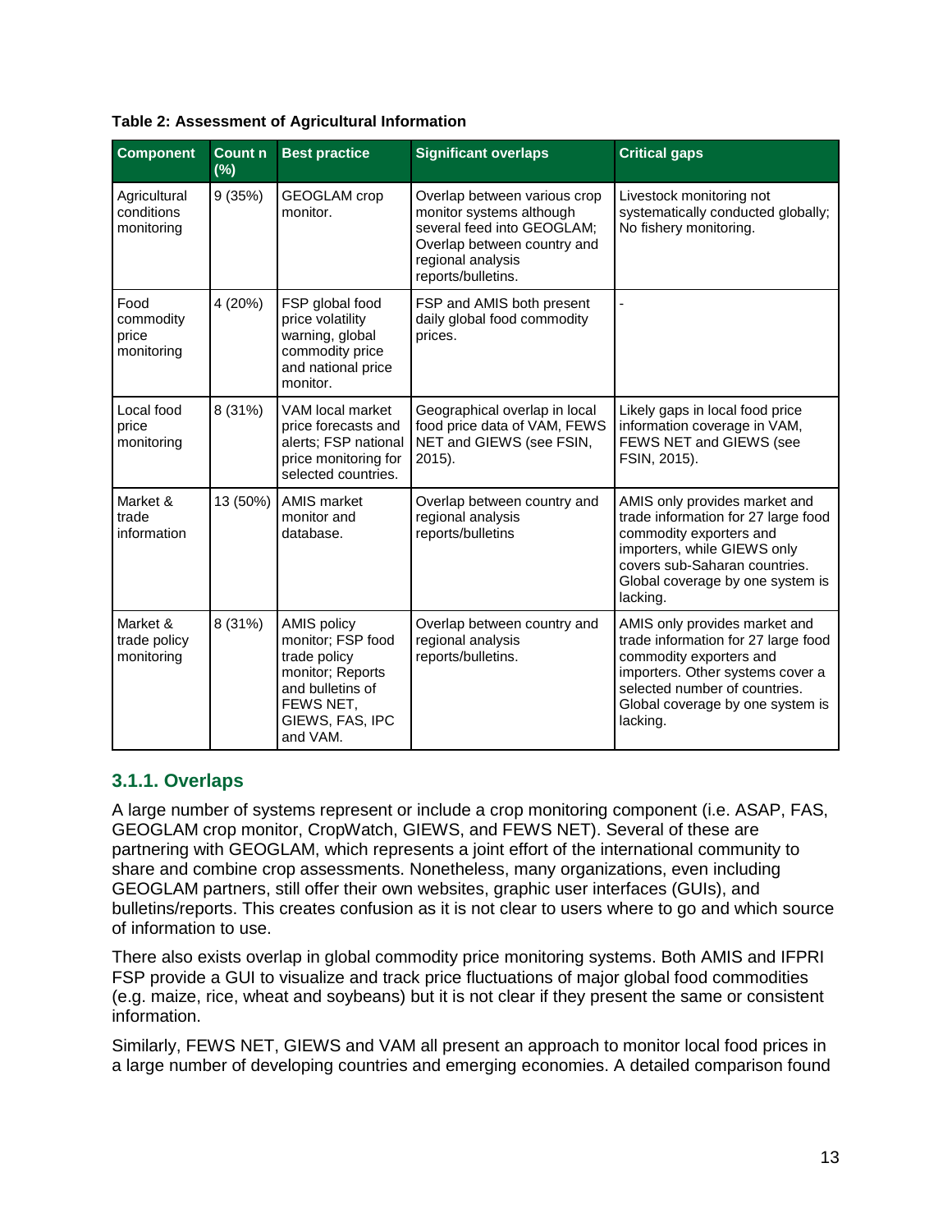**Table 2: Assessment of Agricultural Information**

| Component | Count n (%) | Best practice | Significant overlaps | Critical gaps |
|---|---|---|---|---|
| Agricultural conditions monitoring | 9 (35%) | GEOGLAM crop monitor. | Overlap between various crop monitor systems although several feed into GEOGLAM; Overlap between country and regional analysis reports/bulletins. | Livestock monitoring not systematically conducted globally; No fishery monitoring. |
| Food commodity price monitoring | 4 (20%) | FSP global food price volatility warning, global commodity price and national price monitor. | FSP and AMIS both present daily global food commodity prices. | - |
| Local food price monitoring | 8 (31%) | VAM local market price forecasts and alerts; FSP national price monitoring for selected countries. | Geographical overlap in local food price data of VAM, FEWS NET and GIEWS (see FSIN, 2015). | Likely gaps in local food price information coverage in VAM, FEWS NET and GIEWS (see FSIN, 2015). |
| Market & trade information | 13 (50%) | AMIS market monitor and database. | Overlap between country and regional analysis reports/bulletins | AMIS only provides market and trade information for 27 large food commodity exporters and importers, while GIEWS only covers sub-Saharan countries. Global coverage by one system is lacking. |
| Market & trade policy monitoring | 8 (31%) | AMIS policy monitor; FSP food trade policy monitor; Reports and bulletins of FEWS NET, GIEWS, FAS, IPC and VAM. | Overlap between country and regional analysis reports/bulletins. | AMIS only provides market and trade information for 27 large food commodity exporters and importers. Other systems cover a selected number of countries. Global coverage by one system is lacking. |

### 3.1.1. Overlaps

A large number of systems represent or include a crop monitoring component (i.e. ASAP, FAS, GEOGLAM crop monitor, CropWatch, GIEWS, and FEWS NET). Several of these are partnering with GEOGLAM, which represents a joint effort of the international community to share and combine crop assessments. Nonetheless, many organizations, even including GEOGLAM partners, still offer their own websites, graphic user interfaces (GUIs), and bulletins/reports. This creates confusion as it is not clear to users where to go and which source of information to use.

There also exists overlap in global commodity price monitoring systems. Both AMIS and IFPRI FSP provide a GUI to visualize and track price fluctuations of major global food commodities (e.g. maize, rice, wheat and soybeans) but it is not clear if they present the same or consistent information.

Similarly, FEWS NET, GIEWS and VAM all present an approach to monitor local food prices in a large number of developing countries and emerging economies. A detailed comparison found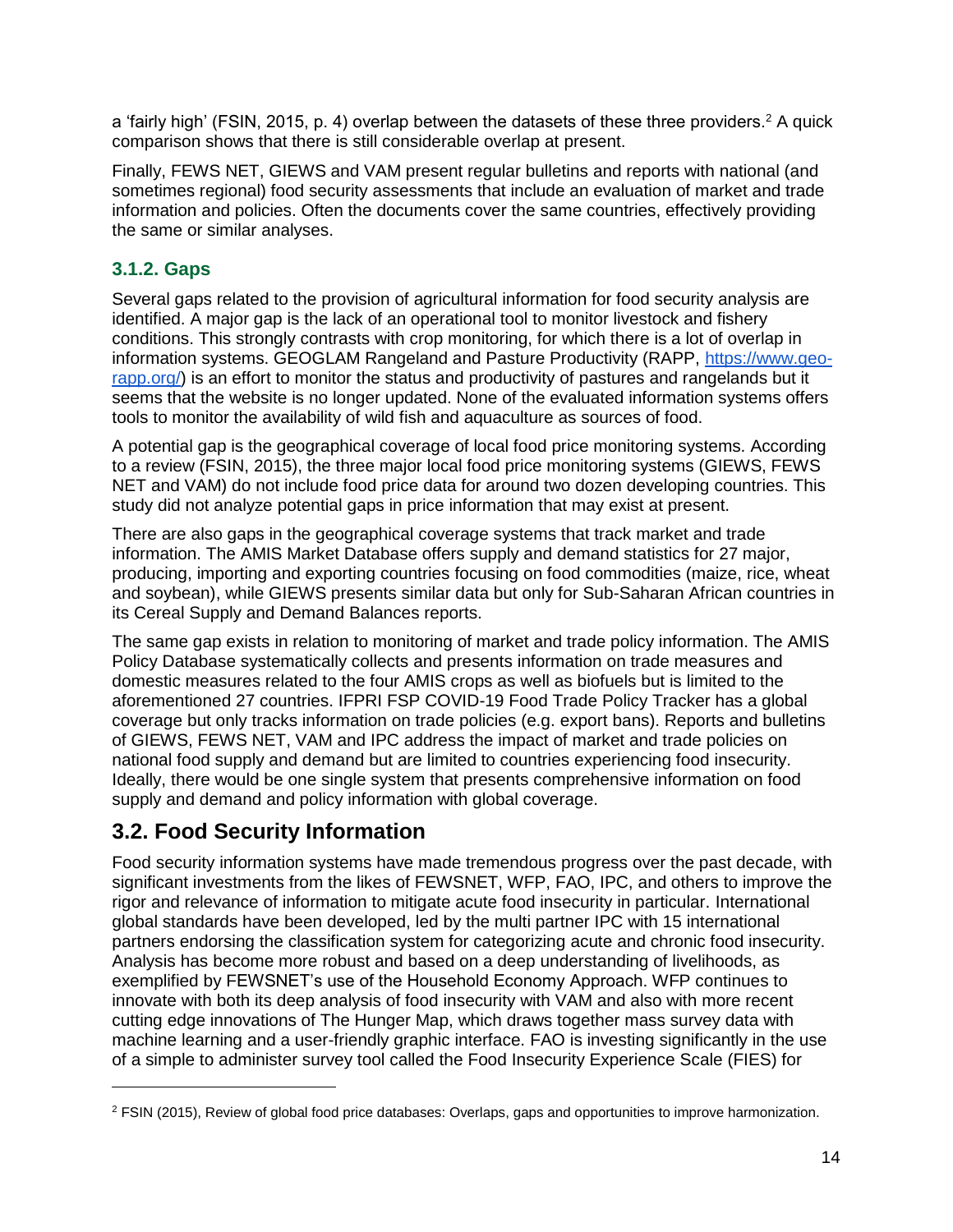a 'fairly high' (FSIN, 2015, p. 4) overlap between the datasets of these three providers.[2] A quick comparison shows that there is still considerable overlap at present.

Finally, FEWS NET, GIEWS and VAM present regular bulletins and reports with national (and sometimes regional) food security assessments that include an evaluation of market and trade information and policies. Often the documents cover the same countries, effectively providing the same or similar analyses.

### 3.1.2. Gaps

Several gaps related to the provision of agricultural information for food security analysis are identified. A major gap is the lack of an operational tool to monitor livestock and fishery conditions. This strongly contrasts with crop monitoring, for which there is a lot of overlap in information systems. GEOGLAM Rangeland and Pasture Productivity (RAPP, [https://www.geo-rapp.org/](https://www.geo-rapp.org/)) is an effort to monitor the status and productivity of pastures and rangelands but it seems that the website is no longer updated. None of the evaluated information systems offers tools to monitor the availability of wild fish and aquaculture as sources of food.

A potential gap is the geographical coverage of local food price monitoring systems. According to a review (FSIN, 2015), the three major local food price monitoring systems (GIEWS, FEWS NET and VAM) do not include food price data for around two dozen developing countries. This study did not analyze potential gaps in price information that may exist at present.

There are also gaps in the geographical coverage systems that track market and trade information. The AMIS Market Database offers supply and demand statistics for 27 major, producing, importing and exporting countries focusing on food commodities (maize, rice, wheat and soybean), while GIEWS presents similar data but only for Sub-Saharan African countries in its Cereal Supply and Demand Balances reports.

The same gap exists in relation to monitoring of market and trade policy information. The AMIS Policy Database systematically collects and presents information on trade measures and domestic measures related to the four AMIS crops as well as biofuels but is limited to the aforementioned 27 countries. IFPRI FSP COVID-19 Food Trade Policy Tracker has a global coverage but only tracks information on trade policies (e.g. export bans). Reports and bulletins of GIEWS, FEWS NET, VAM and IPC address the impact of market and trade policies on national food supply and demand but are limited to countries experiencing food insecurity. Ideally, there would be one single system that presents comprehensive information on food supply and demand and policy information with global coverage.

## 3.2. Food Security Information

Food security information systems have made tremendous progress over the past decade, with significant investments from the likes of FEWSNET, WFP, FAO, IPC, and others to improve the rigor and relevance of information to mitigate acute food insecurity in particular. International global standards have been developed, led by the multi partner IPC with 15 international partners endorsing the classification system for categorizing acute and chronic food insecurity. Analysis has become more robust and based on a deep understanding of livelihoods, as exemplified by FEWSNET's use of the Household Economy Approach. WFP continues to innovate with both its deep analysis of food insecurity with VAM and also with more recent cutting edge innovations of The Hunger Map, which draws together mass survey data with machine learning and a user-friendly graphic interface. FAO is investing significantly in the use of a simple to administer survey tool called the Food Insecurity Experience Scale (FIES) for

[2] FSIN (2015), Review of global food price databases: Overlaps, gaps and opportunities to improve harmonization.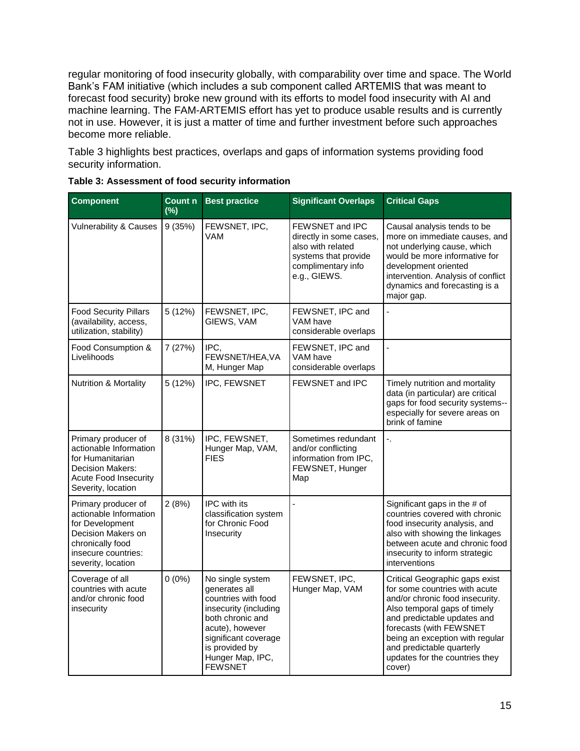regular monitoring of food insecurity globally, with comparability over time and space. The World Bank's FAM initiative (which includes a sub component called ARTEMIS that was meant to forecast food security) broke new ground with its efforts to model food insecurity with AI and machine learning. The FAM-ARTEMIS effort has yet to produce usable results and is currently not in use. However, it is just a matter of time and further investment before such approaches become more reliable.

Table 3 highlights best practices, overlaps and gaps of information systems providing food security information.

**Table 3: Assessment of food security information**

| Component | Count n (%) | Best practice | Significant Overlaps | Critical Gaps |
|---|---|---|---|---|
| Vulnerability & Causes | 9 (35%) | FEWSNET, IPC, VAM | FEWSNET and IPC directly in some cases, also with related systems that provide complimentary info e.g., GIEWS. | Causal analysis tends to be more on immediate causes, and not underlying cause, which would be more informative for development oriented intervention. Analysis of conflict dynamics and forecasting is a major gap. |
| Food Security Pillars (availability, access, utilization, stability) | 5 (12%) | FEWSNET, IPC, GIEWS, VAM | FEWSNET, IPC and VAM have considerable overlaps | - |
| Food Consumption & Livelihoods | 7 (27%) | IPC, FEWSNET/HEA,VAM, Hunger Map | FEWSNET, IPC and VAM have considerable overlaps | - |
| Nutrition & Mortality | 5 (12%) | IPC, FEWSNET | FEWSNET and IPC | Timely nutrition and mortality data (in particular) are critical gaps for food security systems--especially for severe areas on brink of famine |
| Primary producer of actionable Information for Humanitarian Decision Makers: Acute Food Insecurity Severity, location | 8 (31%) | IPC, FEWSNET, Hunger Map, VAM, FIES | Sometimes redundant and/or conflicting information from IPC, FEWSNET, Hunger Map | -. |
| Primary producer of actionable Information for Development Decision Makers on chronically food insecure countries: severity, location | 2 (8%) | IPC with its classification system for Chronic Food Insecurity | - | Significant gaps in the # of countries covered with chronic food insecurity analysis, and also with showing the linkages between acute and chronic food insecurity to inform strategic interventions |
| Coverage of all countries with acute and/or chronic food insecurity | 0 (0%) | No single system generates all countries with food insecurity (including both chronic and acute), however significant coverage is provided by Hunger Map, IPC, FEWSNET | FEWSNET, IPC, Hunger Map, VAM | Critical Geographic gaps exist for some countries with acute and/or chronic food insecurity. Also temporal gaps of timely and predictable updates and forecasts (with FEWSNET being an exception with regular and predictable quarterly updates for the countries they cover) |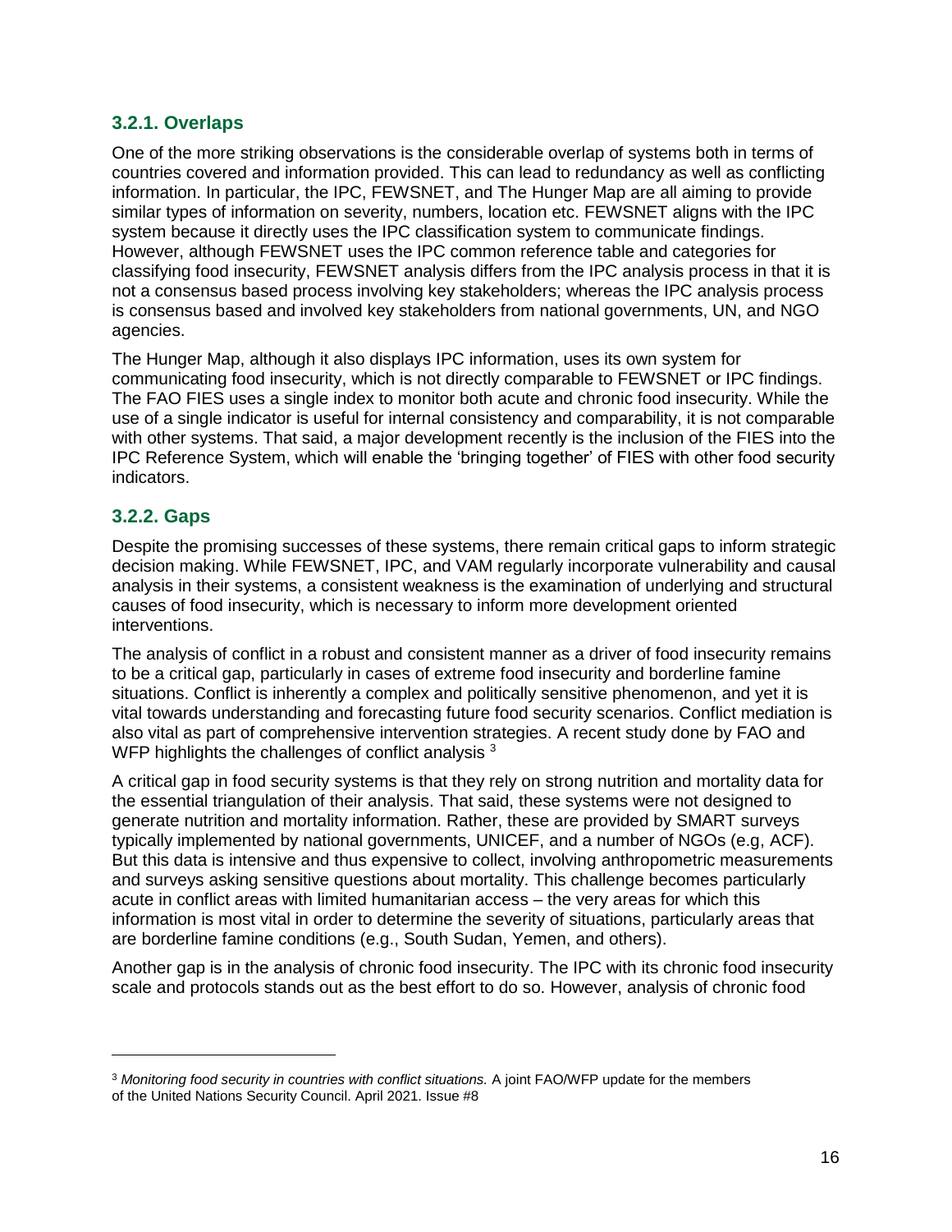### 3.2.1. Overlaps

One of the more striking observations is the considerable overlap of systems both in terms of countries covered and information provided. This can lead to redundancy as well as conflicting information. In particular, the IPC, FEWSNET, and The Hunger Map are all aiming to provide similar types of information on severity, numbers, location etc. FEWSNET aligns with the IPC system because it directly uses the IPC classification system to communicate findings. However, although FEWSNET uses the IPC common reference table and categories for classifying food insecurity, FEWSNET analysis differs from the IPC analysis process in that it is not a consensus based process involving key stakeholders; whereas the IPC analysis process is consensus based and involved key stakeholders from national governments, UN, and NGO agencies.

The Hunger Map, although it also displays IPC information, uses its own system for communicating food insecurity, which is not directly comparable to FEWSNET or IPC findings. The FAO FIES uses a single index to monitor both acute and chronic food insecurity. While the use of a single indicator is useful for internal consistency and comparability, it is not comparable with other systems. That said, a major development recently is the inclusion of the FIES into the IPC Reference System, which will enable the 'bringing together' of FIES with other food security indicators.

### 3.2.2. Gaps

Despite the promising successes of these systems, there remain critical gaps to inform strategic decision making. While FEWSNET, IPC, and VAM regularly incorporate vulnerability and causal analysis in their systems, a consistent weakness is the examination of underlying and structural causes of food insecurity, which is necessary to inform more development oriented interventions.

The analysis of conflict in a robust and consistent manner as a driver of food insecurity remains to be a critical gap, particularly in cases of extreme food insecurity and borderline famine situations. Conflict is inherently a complex and politically sensitive phenomenon, and yet it is vital towards understanding and forecasting future food security scenarios. Conflict mediation is also vital as part of comprehensive intervention strategies. A recent study done by FAO and WFP highlights the challenges of conflict analysis [3]

A critical gap in food security systems is that they rely on strong nutrition and mortality data for the essential triangulation of their analysis. That said, these systems were not designed to generate nutrition and mortality information. Rather, these are provided by SMART surveys typically implemented by national governments, UNICEF, and a number of NGOs (e.g, ACF). But this data is intensive and thus expensive to collect, involving anthropometric measurements and surveys asking sensitive questions about mortality. This challenge becomes particularly acute in conflict areas with limited humanitarian access – the very areas for which this information is most vital in order to determine the severity of situations, particularly areas that are borderline famine conditions (e.g., South Sudan, Yemen, and others).

Another gap is in the analysis of chronic food insecurity. The IPC with its chronic food insecurity scale and protocols stands out as the best effort to do so. However, analysis of chronic food

---

[3] *Monitoring food security in countries with conflict situations.* A joint FAO/WFP update for the members of the United Nations Security Council. April 2021. Issue #8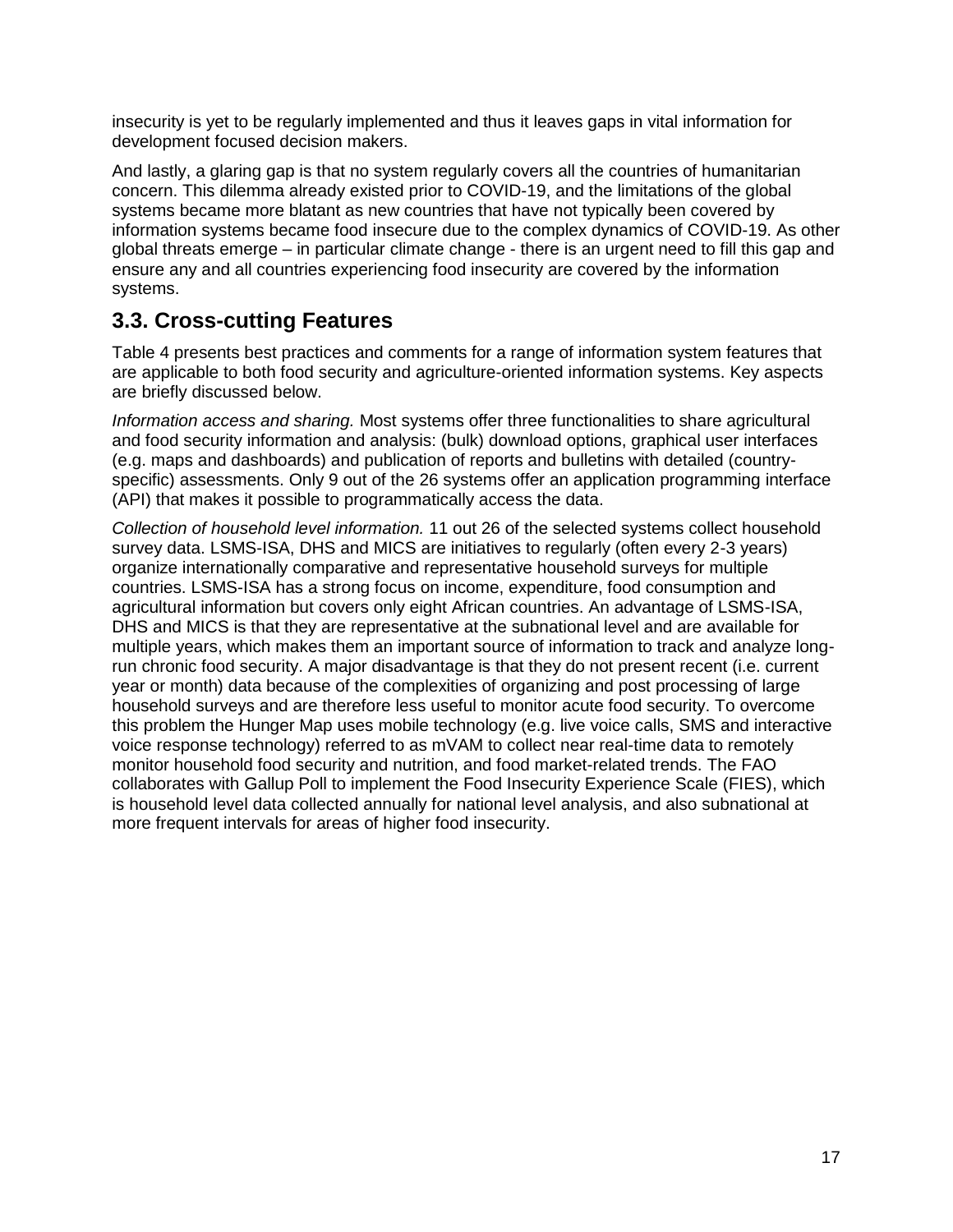insecurity is yet to be regularly implemented and thus it leaves gaps in vital information for development focused decision makers.

And lastly, a glaring gap is that no system regularly covers all the countries of humanitarian concern. This dilemma already existed prior to COVID-19, and the limitations of the global systems became more blatant as new countries that have not typically been covered by information systems became food insecure due to the complex dynamics of COVID-19. As other global threats emerge – in particular climate change - there is an urgent need to fill this gap and ensure any and all countries experiencing food insecurity are covered by the information systems.

## 3.3. Cross-cutting Features

Table 4 presents best practices and comments for a range of information system features that are applicable to both food security and agriculture-oriented information systems. Key aspects are briefly discussed below.

*Information access and sharing.* Most systems offer three functionalities to share agricultural and food security information and analysis: (bulk) download options, graphical user interfaces (e.g. maps and dashboards) and publication of reports and bulletins with detailed (country-specific) assessments. Only 9 out of the 26 systems offer an application programming interface (API) that makes it possible to programmatically access the data.

*Collection of household level information.* 11 out 26 of the selected systems collect household survey data. LSMS-ISA, DHS and MICS are initiatives to regularly (often every 2-3 years) organize internationally comparative and representative household surveys for multiple countries. LSMS-ISA has a strong focus on income, expenditure, food consumption and agricultural information but covers only eight African countries. An advantage of LSMS-ISA, DHS and MICS is that they are representative at the subnational level and are available for multiple years, which makes them an important source of information to track and analyze long-run chronic food security. A major disadvantage is that they do not present recent (i.e. current year or month) data because of the complexities of organizing and post processing of large household surveys and are therefore less useful to monitor acute food security. To overcome this problem the Hunger Map uses mobile technology (e.g. live voice calls, SMS and interactive voice response technology) referred to as mVAM to collect near real-time data to remotely monitor household food security and nutrition, and food market-related trends. The FAO collaborates with Gallup Poll to implement the Food Insecurity Experience Scale (FIES), which is household level data collected annually for national level analysis, and also subnational at more frequent intervals for areas of higher food insecurity.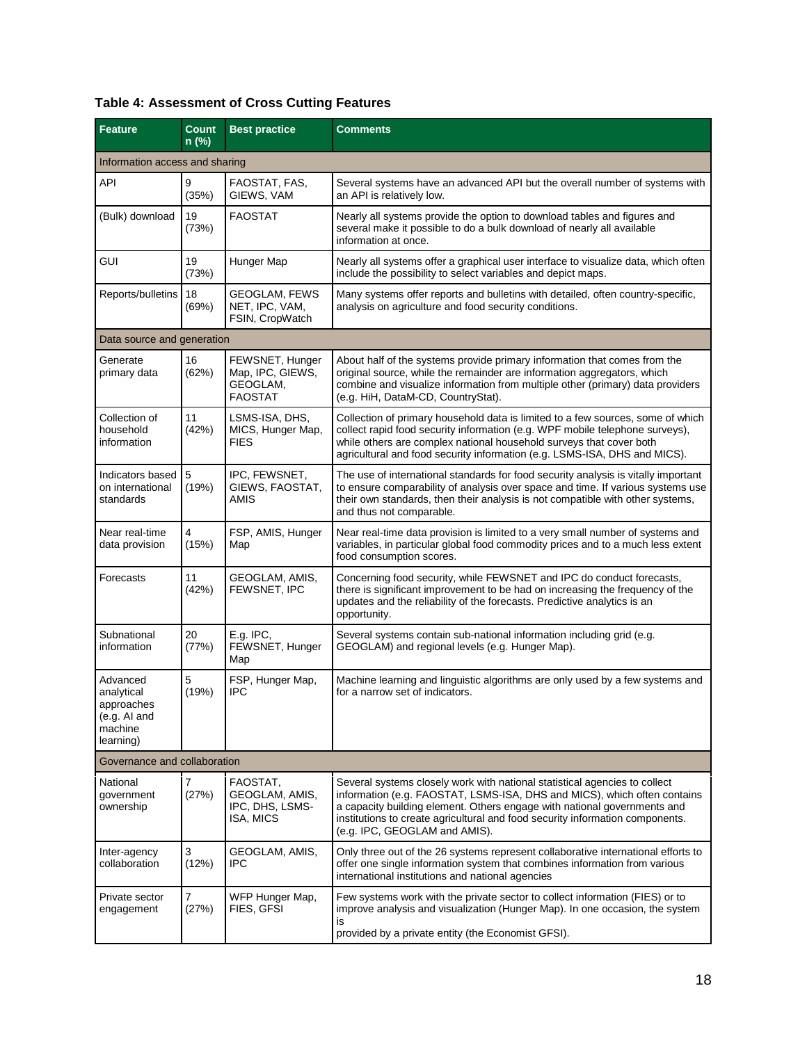**Table 4: Assessment of Cross Cutting Features**

| Feature | Count n (%) | Best practice | Comments |
|---|---|---|---|
| Information access and sharing | | | |
| API | 9 (35%) | FAOSTAT, FAS, GIEWS, VAM | Several systems have an advanced API but the overall number of systems with an API is relatively low. |
| (Bulk) download | 19 (73%) | FAOSTAT | Nearly all systems provide the option to download tables and figures and several make it possible to do a bulk download of nearly all available information at once. |
| GUI | 19 (73%) | Hunger Map | Nearly all systems offer a graphical user interface to visualize data, which often include the possibility to select variables and depict maps. |
| Reports/bulletins | 18 (69%) | GEOGLAM, FEWS NET, IPC, VAM, FSIN, CropWatch | Many systems offer reports and bulletins with detailed, often country-specific, analysis on agriculture and food security conditions. |
| Data source and generation | | | |
| Generate primary data | 16 (62%) | FEWSNET, Hunger Map, IPC, GIEWS, GEOGLAM, FAOSTAT | About half of the systems provide primary information that comes from the original source, while the remainder are information aggregators, which combine and visualize information from multiple other (primary) data providers (e.g. HiH, DataM-CD, CountryStat). |
| Collection of household information | 11 (42%) | LSMS-ISA, DHS, MICS, Hunger Map, FIES | Collection of primary household data is limited to a few sources, some of which collect rapid food security information (e.g. WPF mobile telephone surveys), while others are complex national household surveys that cover both agricultural and food security information (e.g. LSMS-ISA, DHS and MICS). |
| Indicators based on international standards | 5 (19%) | IPC, FEWSNET, GIEWS, FAOSTAT, AMIS | The use of international standards for food security analysis is vitally important to ensure comparability of analysis over space and time. If various systems use their own standards, then their analysis is not compatible with other systems, and thus not comparable. |
| Near real-time data provision | 4 (15%) | FSP, AMIS, Hunger Map | Near real-time data provision is limited to a very small number of systems and variables, in particular global food commodity prices and to a much less extent food consumption scores. |
| Forecasts | 11 (42%) | GEOGLAM, AMIS, FEWSNET, IPC | Concerning food security, while FEWSNET and IPC do conduct forecasts, there is significant improvement to be had on increasing the frequency of the updates and the reliability of the forecasts. Predictive analytics is an opportunity. |
| Subnational information | 20 (77%) | E.g. IPC, FEWSNET, Hunger Map | Several systems contain sub-national information including grid (e.g. GEOGLAM) and regional levels (e.g. Hunger Map). |
| Advanced analytical approaches (e.g. AI and machine learning) | 5 (19%) | FSP, Hunger Map, IPC | Machine learning and linguistic algorithms are only used by a few systems and for a narrow set of indicators. |
| Governance and collaboration | | | |
| National government ownership | 7 (27%) | FAOSTAT, GEOGLAM, AMIS, IPC, DHS, LSMS-ISA, MICS | Several systems closely work with national statistical agencies to collect information (e.g. FAOSTAT, LSMS-ISA, DHS and MICS), which often contains a capacity building element. Others engage with national governments and institutions to create agricultural and food security information components. (e.g. IPC, GEOGLAM and AMIS). |
| Inter-agency collaboration | 3 (12%) | GEOGLAM, AMIS, IPC | Only three out of the 26 systems represent collaborative international efforts to offer one single information system that combines information from various international institutions and national agencies |
| Private sector engagement | 7 (27%) | WFP Hunger Map, FIES, GFSI | Few systems work with the private sector to collect information (FIES) or to improve analysis and visualization (Hunger Map). In one occasion, the system is provided by a private entity (the Economist GFSI). |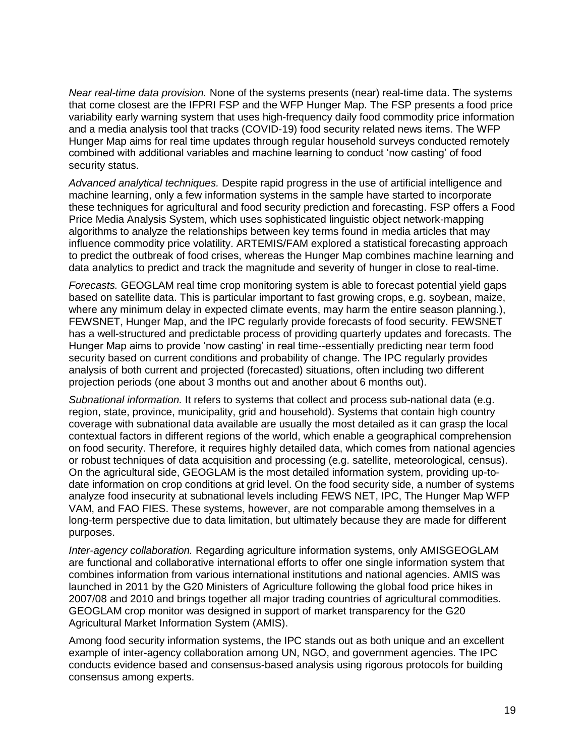*Near real-time data provision.* None of the systems presents (near) real-time data. The systems that come closest are the IFPRI FSP and the WFP Hunger Map. The FSP presents a food price variability early warning system that uses high-frequency daily food commodity price information and a media analysis tool that tracks (COVID-19) food security related news items. The WFP Hunger Map aims for real time updates through regular household surveys conducted remotely combined with additional variables and machine learning to conduct 'now casting' of food security status.

*Advanced analytical techniques.* Despite rapid progress in the use of artificial intelligence and machine learning, only a few information systems in the sample have started to incorporate these techniques for agricultural and food security prediction and forecasting. FSP offers a Food Price Media Analysis System, which uses sophisticated linguistic object network-mapping algorithms to analyze the relationships between key terms found in media articles that may influence commodity price volatility. ARTEMIS/FAM explored a statistical forecasting approach to predict the outbreak of food crises, whereas the Hunger Map combines machine learning and data analytics to predict and track the magnitude and severity of hunger in close to real-time.

*Forecasts.* GEOGLAM real time crop monitoring system is able to forecast potential yield gaps based on satellite data. This is particular important to fast growing crops, e.g. soybean, maize, where any minimum delay in expected climate events, may harm the entire season planning.), FEWSNET, Hunger Map, and the IPC regularly provide forecasts of food security. FEWSNET has a well-structured and predictable process of providing quarterly updates and forecasts. The Hunger Map aims to provide 'now casting' in real time--essentially predicting near term food security based on current conditions and probability of change. The IPC regularly provides analysis of both current and projected (forecasted) situations, often including two different projection periods (one about 3 months out and another about 6 months out).

*Subnational information.* It refers to systems that collect and process sub-national data (e.g. region, state, province, municipality, grid and household). Systems that contain high country coverage with subnational data available are usually the most detailed as it can grasp the local contextual factors in different regions of the world, which enable a geographical comprehension on food security. Therefore, it requires highly detailed data, which comes from national agencies or robust techniques of data acquisition and processing (e.g. satellite, meteorological, census). On the agricultural side, GEOGLAM is the most detailed information system, providing up-to-date information on crop conditions at grid level. On the food security side, a number of systems analyze food insecurity at subnational levels including FEWS NET, IPC, The Hunger Map WFP VAM, and FAO FIES. These systems, however, are not comparable among themselves in a long-term perspective due to data limitation, but ultimately because they are made for different purposes.

*Inter-agency collaboration.* Regarding agriculture information systems, only AMISGEOGLAM are functional and collaborative international efforts to offer one single information system that combines information from various international institutions and national agencies. AMIS was launched in 2011 by the G20 Ministers of Agriculture following the global food price hikes in 2007/08 and 2010 and brings together all major trading countries of agricultural commodities. GEOGLAM crop monitor was designed in support of market transparency for the G20 Agricultural Market Information System (AMIS).

Among food security information systems, the IPC stands out as both unique and an excellent example of inter-agency collaboration among UN, NGO, and government agencies. The IPC conducts evidence based and consensus-based analysis using rigorous protocols for building consensus among experts.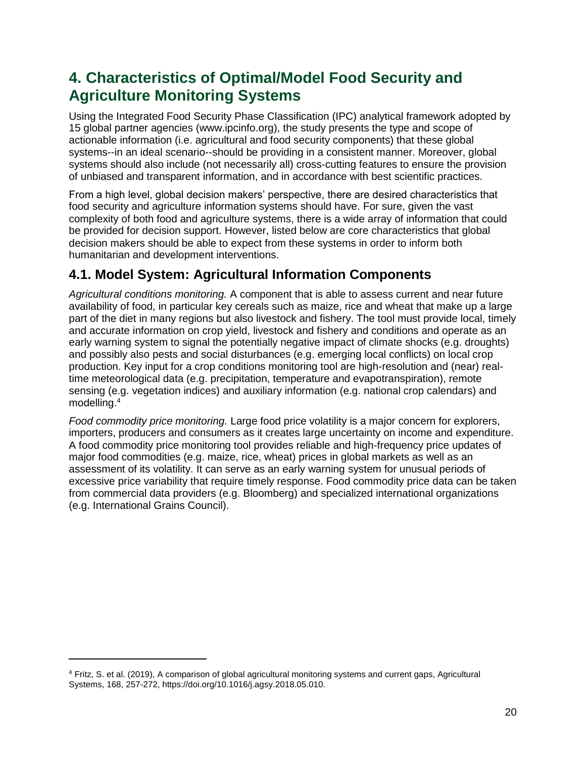# 4. Characteristics of Optimal/Model Food Security and Agriculture Monitoring Systems

Using the Integrated Food Security Phase Classification (IPC) analytical framework adopted by 15 global partner agencies (www.ipcinfo.org), the study presents the type and scope of actionable information (i.e. agricultural and food security components) that these global systems--in an ideal scenario--should be providing in a consistent manner. Moreover, global systems should also include (not necessarily all) cross-cutting features to ensure the provision of unbiased and transparent information, and in accordance with best scientific practices.

From a high level, global decision makers' perspective, there are desired characteristics that food security and agriculture information systems should have. For sure, given the vast complexity of both food and agriculture systems, there is a wide array of information that could be provided for decision support. However, listed below are core characteristics that global decision makers should be able to expect from these systems in order to inform both humanitarian and development interventions.

## 4.1. Model System: Agricultural Information Components

*Agricultural conditions monitoring.* A component that is able to assess current and near future availability of food, in particular key cereals such as maize, rice and wheat that make up a large part of the diet in many regions but also livestock and fishery. The tool must provide local, timely and accurate information on crop yield, livestock and fishery and conditions and operate as an early warning system to signal the potentially negative impact of climate shocks (e.g. droughts) and possibly also pests and social disturbances (e.g. emerging local conflicts) on local crop production. Key input for a crop conditions monitoring tool are high-resolution and (near) real-time meteorological data (e.g. precipitation, temperature and evapotranspiration), remote sensing (e.g. vegetation indices) and auxiliary information (e.g. national crop calendars) and modelling.[4]

*Food commodity price monitoring.* Large food price volatility is a major concern for explorers, importers, producers and consumers as it creates large uncertainty on income and expenditure. A food commodity price monitoring tool provides reliable and high-frequency price updates of major food commodities (e.g. maize, rice, wheat) prices in global markets as well as an assessment of its volatility. It can serve as an early warning system for unusual periods of excessive price variability that require timely response. Food commodity price data can be taken from commercial data providers (e.g. Bloomberg) and specialized international organizations (e.g. International Grains Council).

---

[4] Fritz, S. et al. (2019), A comparison of global agricultural monitoring systems and current gaps, Agricultural Systems, 168, 257-272, https://doi.org/10.1016/j.agsy.2018.05.010.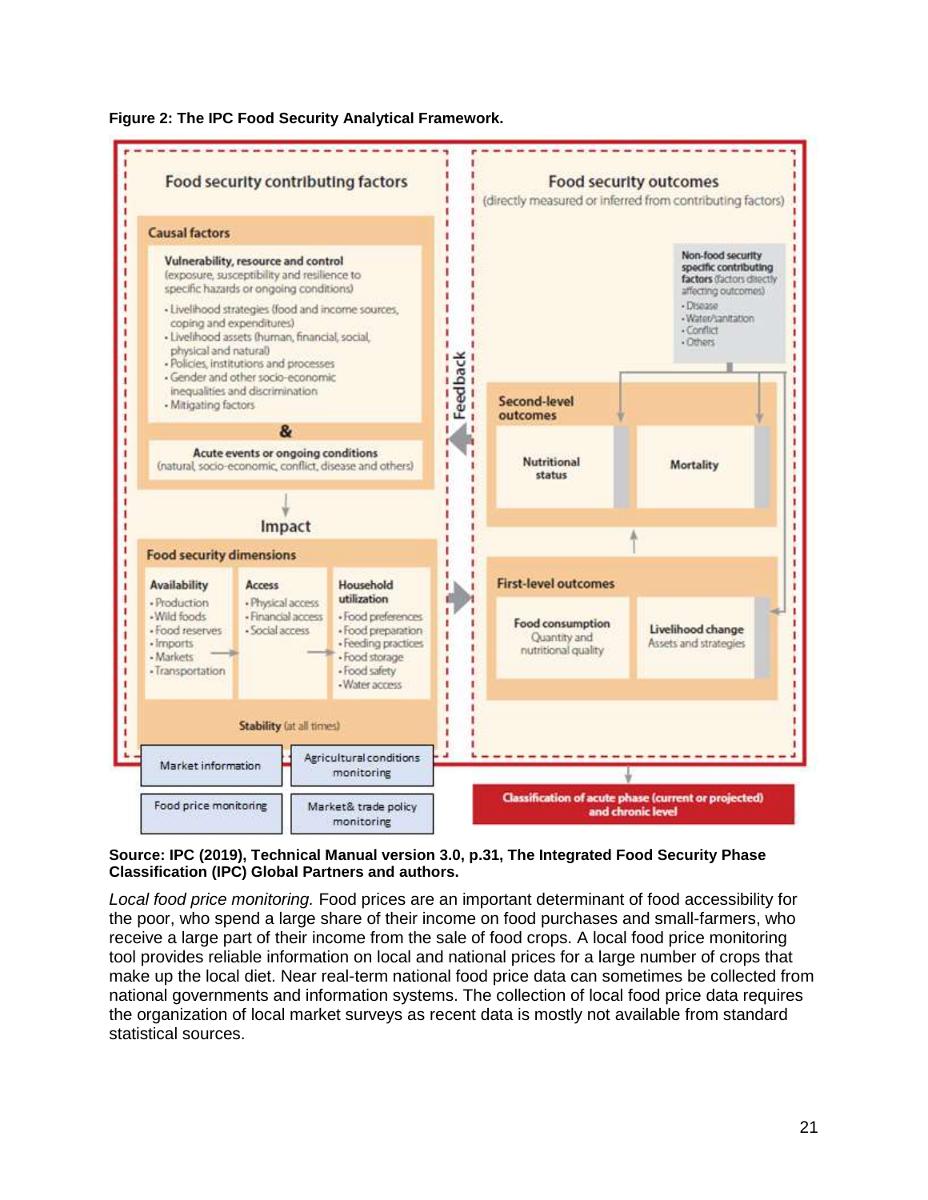**Figure 2: The IPC Food Security Analytical Framework.**

**Source: IPC (2019), Technical Manual version 3.0, p.31, The Integrated Food Security Phase Classification (IPC) Global Partners and authors.**

*Local food price monitoring.* Food prices are an important determinant of food accessibility for the poor, who spend a large share of their income on food purchases and small-farmers, who receive a large part of their income from the sale of food crops. A local food price monitoring tool provides reliable information on local and national prices for a large number of crops that make up the local diet. Near real-term national food price data can sometimes be collected from national governments and information systems. The collection of local food price data requires the organization of local market surveys as recent data is mostly not available from standard statistical sources.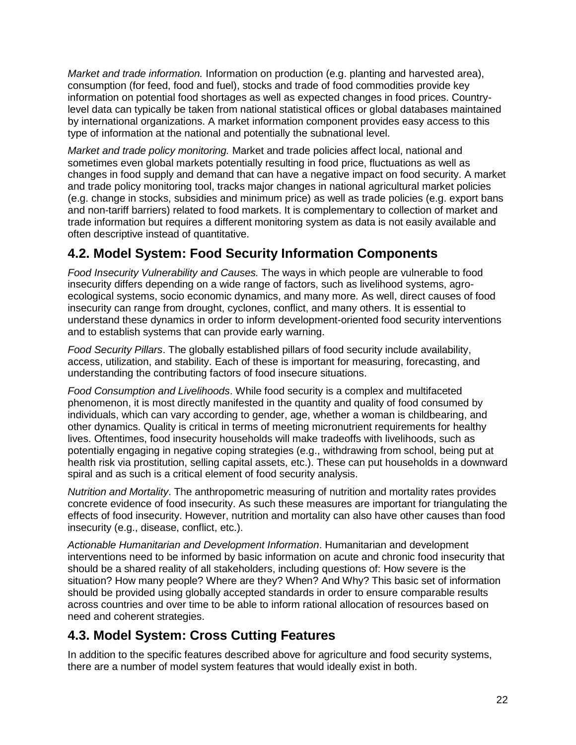*Market and trade information.* Information on production (e.g. planting and harvested area), consumption (for feed, food and fuel), stocks and trade of food commodities provide key information on potential food shortages as well as expected changes in food prices. Country-level data can typically be taken from national statistical offices or global databases maintained by international organizations. A market information component provides easy access to this type of information at the national and potentially the subnational level.

*Market and trade policy monitoring.* Market and trade policies affect local, national and sometimes even global markets potentially resulting in food price, fluctuations as well as changes in food supply and demand that can have a negative impact on food security. A market and trade policy monitoring tool, tracks major changes in national agricultural market policies (e.g. change in stocks, subsidies and minimum price) as well as trade policies (e.g. export bans and non-tariff barriers) related to food markets. It is complementary to collection of market and trade information but requires a different monitoring system as data is not easily available and often descriptive instead of quantitative.

## 4.2. Model System: Food Security Information Components

*Food Insecurity Vulnerability and Causes.* The ways in which people are vulnerable to food insecurity differs depending on a wide range of factors, such as livelihood systems, agro-ecological systems, socio economic dynamics, and many more. As well, direct causes of food insecurity can range from drought, cyclones, conflict, and many others. It is essential to understand these dynamics in order to inform development-oriented food security interventions and to establish systems that can provide early warning.

*Food Security Pillars*. The globally established pillars of food security include availability, access, utilization, and stability. Each of these is important for measuring, forecasting, and understanding the contributing factors of food insecure situations.

*Food Consumption and Livelihoods*. While food security is a complex and multifaceted phenomenon, it is most directly manifested in the quantity and quality of food consumed by individuals, which can vary according to gender, age, whether a woman is childbearing, and other dynamics. Quality is critical in terms of meeting micronutrient requirements for healthy lives. Oftentimes, food insecurity households will make tradeoffs with livelihoods, such as potentially engaging in negative coping strategies (e.g., withdrawing from school, being put at health risk via prostitution, selling capital assets, etc.). These can put households in a downward spiral and as such is a critical element of food security analysis.

*Nutrition and Mortality*. The anthropometric measuring of nutrition and mortality rates provides concrete evidence of food insecurity. As such these measures are important for triangulating the effects of food insecurity. However, nutrition and mortality can also have other causes than food insecurity (e.g., disease, conflict, etc.).

*Actionable Humanitarian and Development Information*. Humanitarian and development interventions need to be informed by basic information on acute and chronic food insecurity that should be a shared reality of all stakeholders, including questions of: How severe is the situation? How many people? Where are they? When? And Why? This basic set of information should be provided using globally accepted standards in order to ensure comparable results across countries and over time to be able to inform rational allocation of resources based on need and coherent strategies.

## 4.3. Model System: Cross Cutting Features

In addition to the specific features described above for agriculture and food security systems, there are a number of model system features that would ideally exist in both.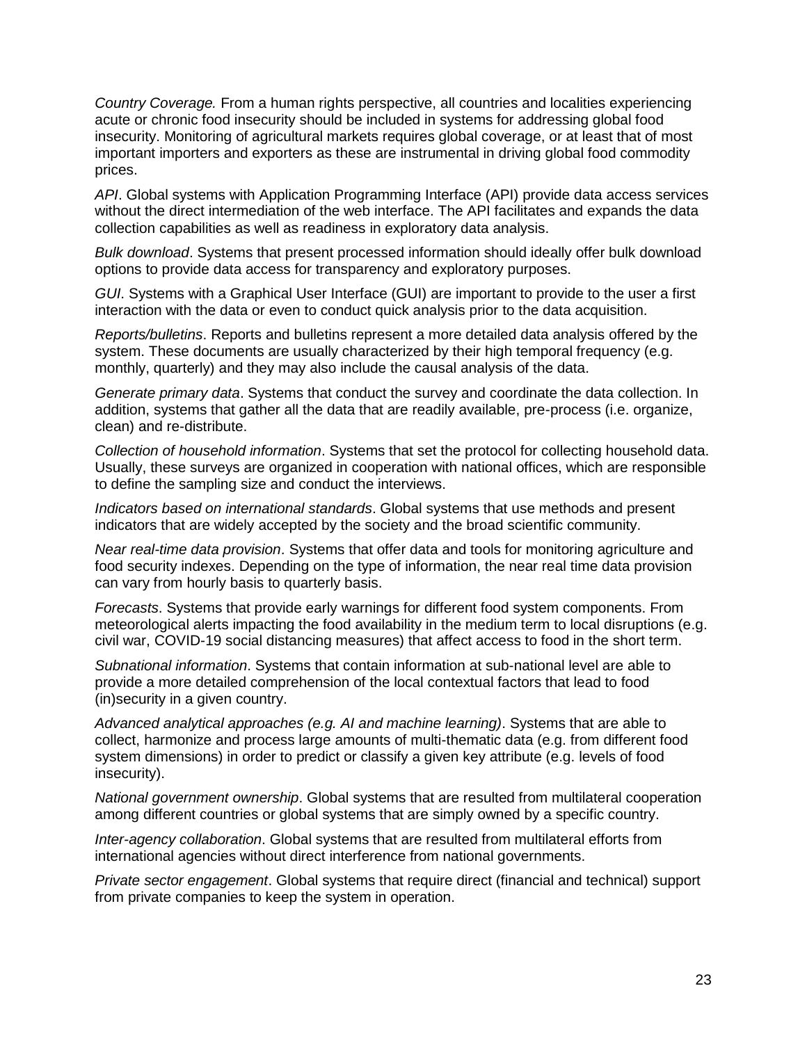*Country Coverage.* From a human rights perspective, all countries and localities experiencing acute or chronic food insecurity should be included in systems for addressing global food insecurity. Monitoring of agricultural markets requires global coverage, or at least that of most important importers and exporters as these are instrumental in driving global food commodity prices.

*API*. Global systems with Application Programming Interface (API) provide data access services without the direct intermediation of the web interface. The API facilitates and expands the data collection capabilities as well as readiness in exploratory data analysis.

*Bulk download*. Systems that present processed information should ideally offer bulk download options to provide data access for transparency and exploratory purposes.

*GUI*. Systems with a Graphical User Interface (GUI) are important to provide to the user a first interaction with the data or even to conduct quick analysis prior to the data acquisition.

*Reports/bulletins*. Reports and bulletins represent a more detailed data analysis offered by the system. These documents are usually characterized by their high temporal frequency (e.g. monthly, quarterly) and they may also include the causal analysis of the data.

*Generate primary data*. Systems that conduct the survey and coordinate the data collection. In addition, systems that gather all the data that are readily available, pre-process (i.e. organize, clean) and re-distribute.

*Collection of household information*. Systems that set the protocol for collecting household data. Usually, these surveys are organized in cooperation with national offices, which are responsible to define the sampling size and conduct the interviews.

*Indicators based on international standards*. Global systems that use methods and present indicators that are widely accepted by the society and the broad scientific community.

*Near real-time data provision*. Systems that offer data and tools for monitoring agriculture and food security indexes. Depending on the type of information, the near real time data provision can vary from hourly basis to quarterly basis.

*Forecasts*. Systems that provide early warnings for different food system components. From meteorological alerts impacting the food availability in the medium term to local disruptions (e.g. civil war, COVID-19 social distancing measures) that affect access to food in the short term.

*Subnational information*. Systems that contain information at sub-national level are able to provide a more detailed comprehension of the local contextual factors that lead to food (in)security in a given country.

*Advanced analytical approaches (e.g. AI and machine learning)*. Systems that are able to collect, harmonize and process large amounts of multi-thematic data (e.g. from different food system dimensions) in order to predict or classify a given key attribute (e.g. levels of food insecurity).

*National government ownership*. Global systems that are resulted from multilateral cooperation among different countries or global systems that are simply owned by a specific country.

*Inter-agency collaboration*. Global systems that are resulted from multilateral efforts from international agencies without direct interference from national governments.

*Private sector engagement*. Global systems that require direct (financial and technical) support from private companies to keep the system in operation.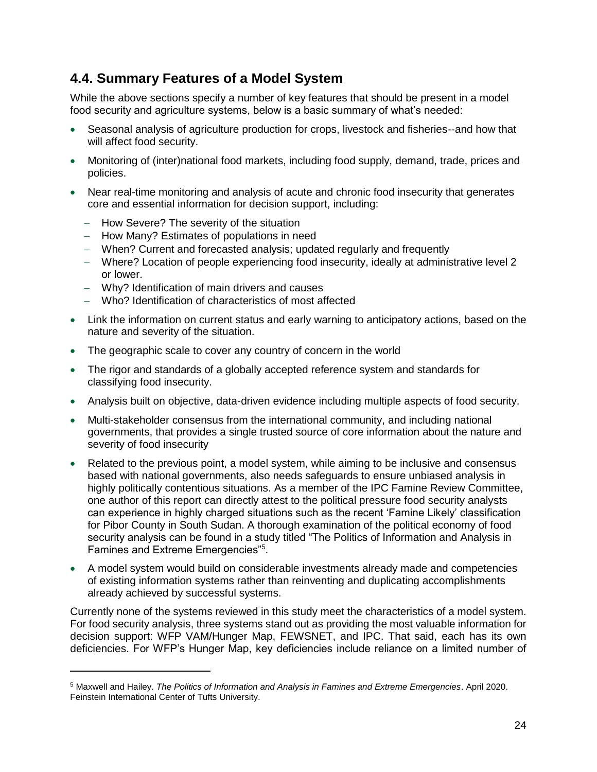## 4.4. Summary Features of a Model System

While the above sections specify a number of key features that should be present in a model food security and agriculture systems, below is a basic summary of what's needed:

- Seasonal analysis of agriculture production for crops, livestock and fisheries--and how that will affect food security.
- Monitoring of (inter)national food markets, including food supply, demand, trade, prices and policies.
- Near real-time monitoring and analysis of acute and chronic food insecurity that generates core and essential information for decision support, including:
  - How Severe? The severity of the situation
  - How Many? Estimates of populations in need
  - When? Current and forecasted analysis; updated regularly and frequently
  - Where? Location of people experiencing food insecurity, ideally at administrative level 2 or lower.
  - Why? Identification of main drivers and causes
  - Who? Identification of characteristics of most affected
- Link the information on current status and early warning to anticipatory actions, based on the nature and severity of the situation.
- The geographic scale to cover any country of concern in the world
- The rigor and standards of a globally accepted reference system and standards for classifying food insecurity.
- Analysis built on objective, data-driven evidence including multiple aspects of food security.
- Multi-stakeholder consensus from the international community, and including national governments, that provides a single trusted source of core information about the nature and severity of food insecurity
- Related to the previous point, a model system, while aiming to be inclusive and consensus based with national governments, also needs safeguards to ensure unbiased analysis in highly politically contentious situations. As a member of the IPC Famine Review Committee, one author of this report can directly attest to the political pressure food security analysts can experience in highly charged situations such as the recent 'Famine Likely' classification for Pibor County in South Sudan. A thorough examination of the political economy of food security analysis can be found in a study titled "The Politics of Information and Analysis in Famines and Extreme Emergencies"[5].
- A model system would build on considerable investments already made and competencies of existing information systems rather than reinventing and duplicating accomplishments already achieved by successful systems.

Currently none of the systems reviewed in this study meet the characteristics of a model system. For food security analysis, three systems stand out as providing the most valuable information for decision support: WFP VAM/Hunger Map, FEWSNET, and IPC. That said, each has its own deficiencies. For WFP's Hunger Map, key deficiencies include reliance on a limited number of

[5] Maxwell and Hailey. *The Politics of Information and Analysis in Famines and Extreme Emergencies*. April 2020. Feinstein International Center of Tufts University.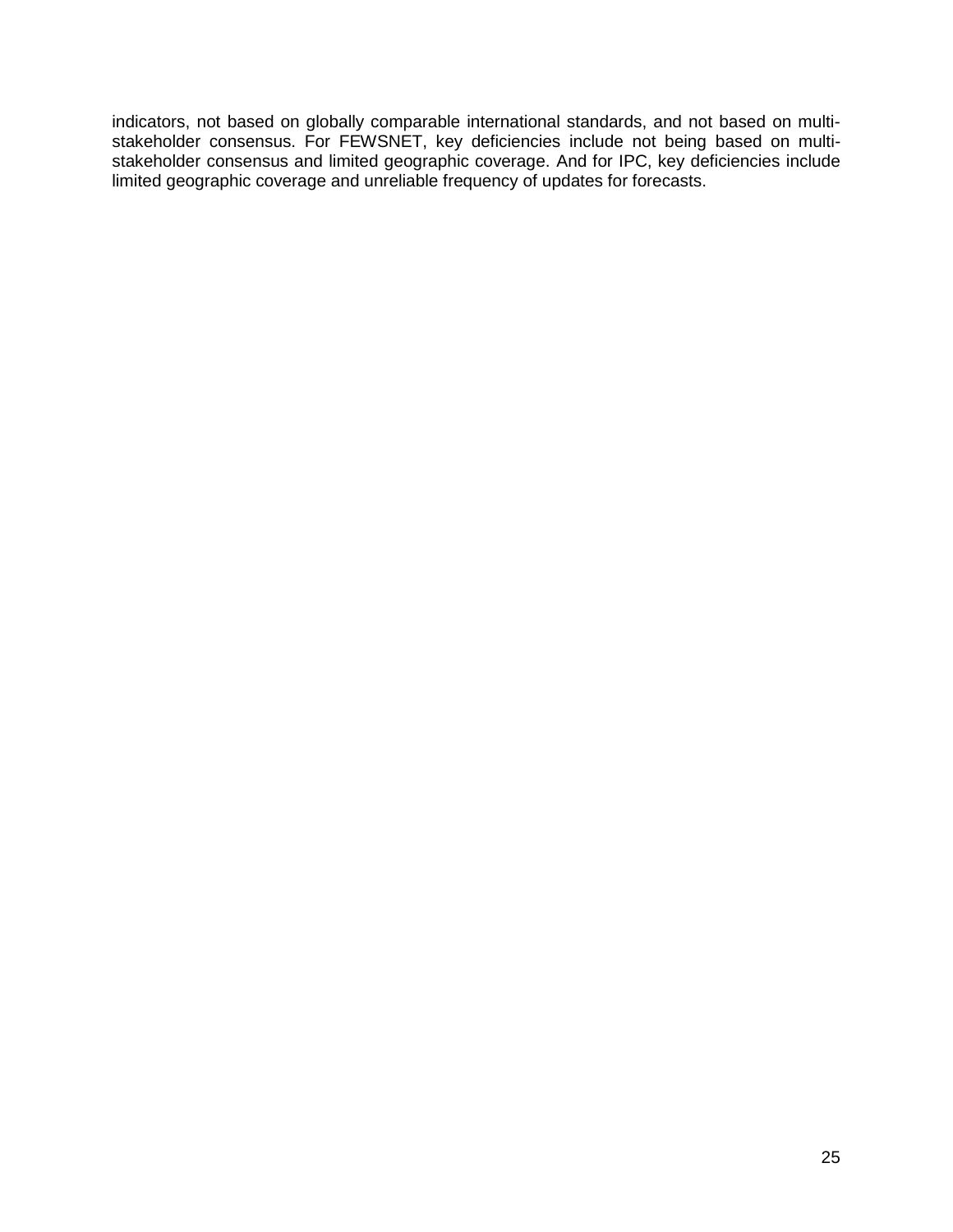indicators, not based on globally comparable international standards, and not based on multi-stakeholder consensus. For FEWSNET, key deficiencies include not being based on multi-stakeholder consensus and limited geographic coverage. And for IPC, key deficiencies include limited geographic coverage and unreliable frequency of updates for forecasts.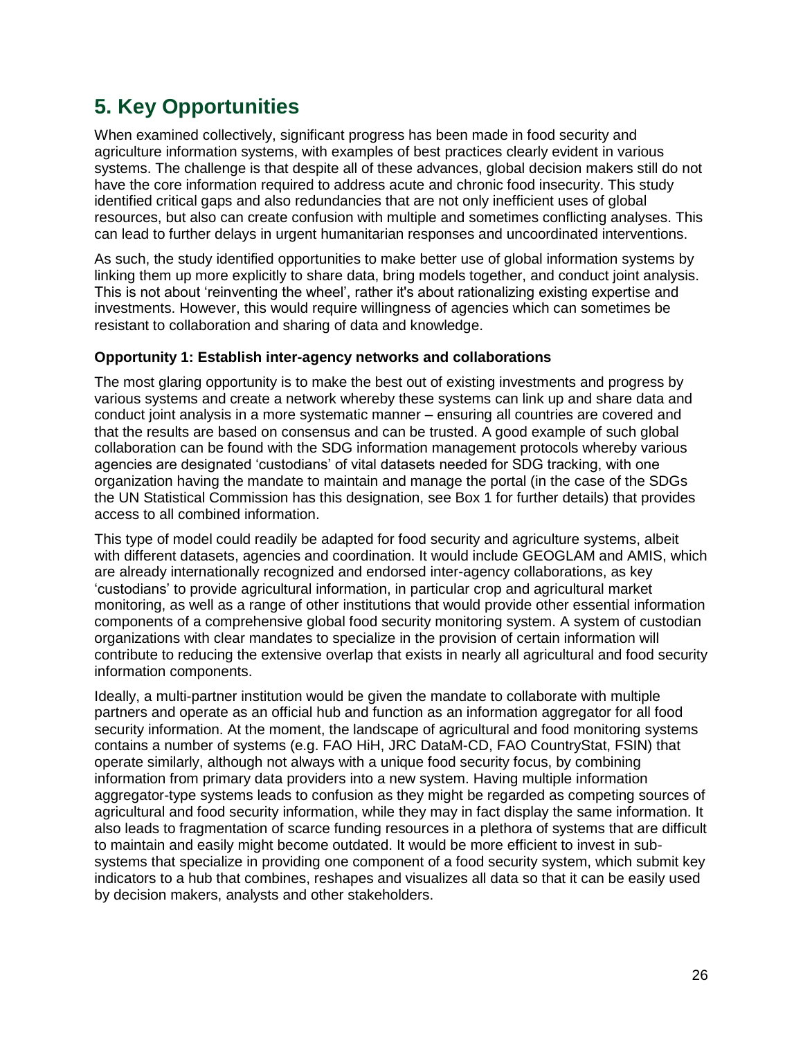# 5. Key Opportunities

When examined collectively, significant progress has been made in food security and agriculture information systems, with examples of best practices clearly evident in various systems. The challenge is that despite all of these advances, global decision makers still do not have the core information required to address acute and chronic food insecurity. This study identified critical gaps and also redundancies that are not only inefficient uses of global resources, but also can create confusion with multiple and sometimes conflicting analyses. This can lead to further delays in urgent humanitarian responses and uncoordinated interventions.

As such, the study identified opportunities to make better use of global information systems by linking them up more explicitly to share data, bring models together, and conduct joint analysis. This is not about 'reinventing the wheel', rather it's about rationalizing existing expertise and investments. However, this would require willingness of agencies which can sometimes be resistant to collaboration and sharing of data and knowledge.

**Opportunity 1: Establish inter-agency networks and collaborations**

The most glaring opportunity is to make the best out of existing investments and progress by various systems and create a network whereby these systems can link up and share data and conduct joint analysis in a more systematic manner – ensuring all countries are covered and that the results are based on consensus and can be trusted. A good example of such global collaboration can be found with the SDG information management protocols whereby various agencies are designated 'custodians' of vital datasets needed for SDG tracking, with one organization having the mandate to maintain and manage the portal (in the case of the SDGs the UN Statistical Commission has this designation, see Box 1 for further details) that provides access to all combined information.

This type of model could readily be adapted for food security and agriculture systems, albeit with different datasets, agencies and coordination. It would include GEOGLAM and AMIS, which are already internationally recognized and endorsed inter-agency collaborations, as key 'custodians' to provide agricultural information, in particular crop and agricultural market monitoring, as well as a range of other institutions that would provide other essential information components of a comprehensive global food security monitoring system. A system of custodian organizations with clear mandates to specialize in the provision of certain information will contribute to reducing the extensive overlap that exists in nearly all agricultural and food security information components.

Ideally, a multi-partner institution would be given the mandate to collaborate with multiple partners and operate as an official hub and function as an information aggregator for all food security information. At the moment, the landscape of agricultural and food monitoring systems contains a number of systems (e.g. FAO HiH, JRC DataM-CD, FAO CountryStat, FSIN) that operate similarly, although not always with a unique food security focus, by combining information from primary data providers into a new system. Having multiple information aggregator-type systems leads to confusion as they might be regarded as competing sources of agricultural and food security information, while they may in fact display the same information. It also leads to fragmentation of scarce funding resources in a plethora of systems that are difficult to maintain and easily might become outdated. It would be more efficient to invest in sub-systems that specialize in providing one component of a food security system, which submit key indicators to a hub that combines, reshapes and visualizes all data so that it can be easily used by decision makers, analysts and other stakeholders.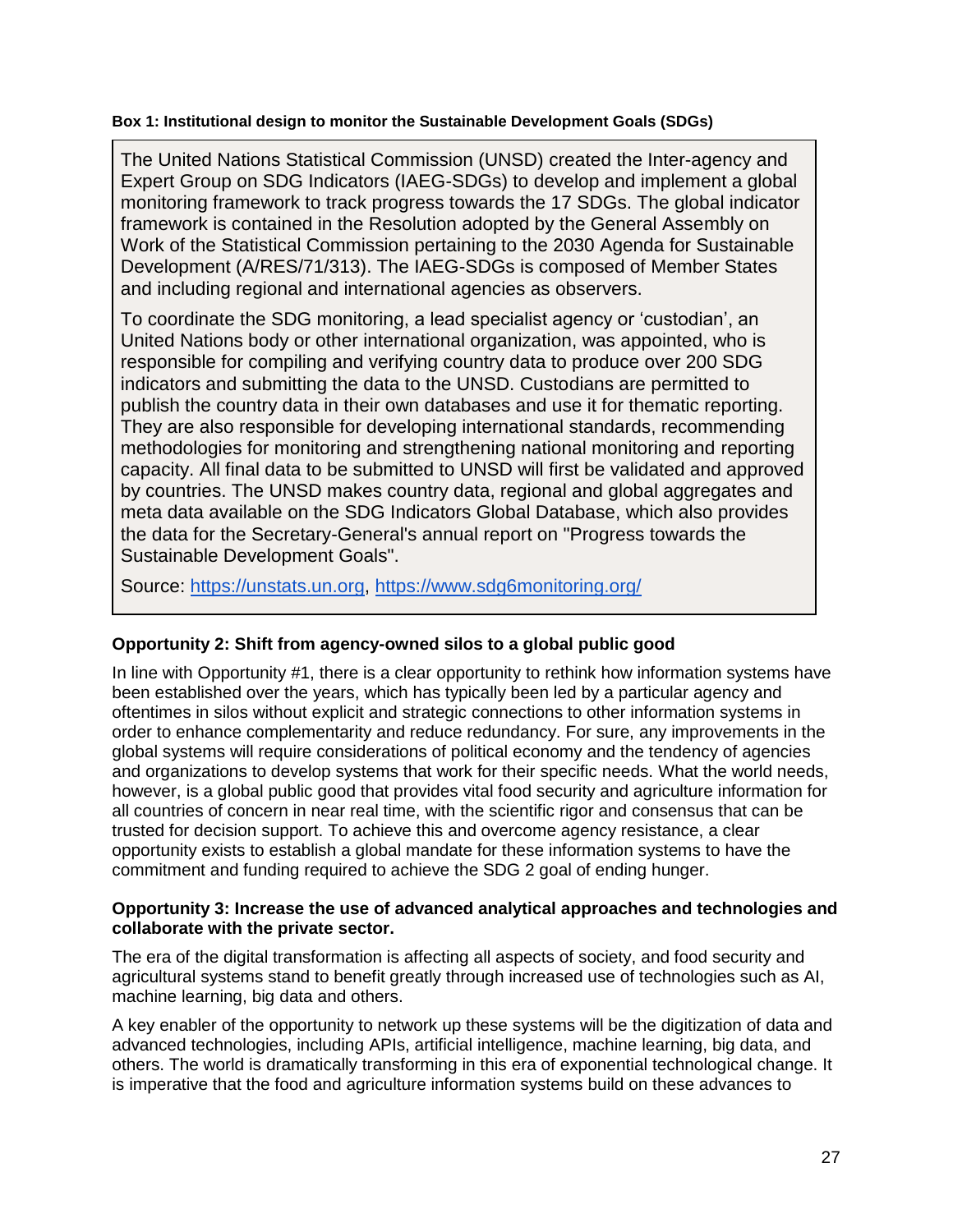**Box 1: Institutional design to monitor the Sustainable Development Goals (SDGs)**

> The United Nations Statistical Commission (UNSD) created the Inter-agency and Expert Group on SDG Indicators (IAEG-SDGs) to develop and implement a global monitoring framework to track progress towards the 17 SDGs. The global indicator framework is contained in the Resolution adopted by the General Assembly on Work of the Statistical Commission pertaining to the 2030 Agenda for Sustainable Development (A/RES/71/313). The IAEG-SDGs is composed of Member States and including regional and international agencies as observers.
>
> To coordinate the SDG monitoring, a lead specialist agency or 'custodian', an United Nations body or other international organization, was appointed, who is responsible for compiling and verifying country data to produce over 200 SDG indicators and submitting the data to the UNSD. Custodians are permitted to publish the country data in their own databases and use it for thematic reporting. They are also responsible for developing international standards, recommending methodologies for monitoring and strengthening national monitoring and reporting capacity. All final data to be submitted to UNSD will first be validated and approved by countries. The UNSD makes country data, regional and global aggregates and meta data available on the SDG Indicators Global Database, which also provides the data for the Secretary-General's annual report on "Progress towards the Sustainable Development Goals".
>
> Source: https://unstats.un.org, https://www.sdg6monitoring.org/

**Opportunity 2: Shift from agency-owned silos to a global public good**

In line with Opportunity #1, there is a clear opportunity to rethink how information systems have been established over the years, which has typically been led by a particular agency and oftentimes in silos without explicit and strategic connections to other information systems in order to enhance complementarity and reduce redundancy. For sure, any improvements in the global systems will require considerations of political economy and the tendency of agencies and organizations to develop systems that work for their specific needs. What the world needs, however, is a global public good that provides vital food security and agriculture information for all countries of concern in near real time, with the scientific rigor and consensus that can be trusted for decision support. To achieve this and overcome agency resistance, a clear opportunity exists to establish a global mandate for these information systems to have the commitment and funding required to achieve the SDG 2 goal of ending hunger.

**Opportunity 3: Increase the use of advanced analytical approaches and technologies and collaborate with the private sector.**

The era of the digital transformation is affecting all aspects of society, and food security and agricultural systems stand to benefit greatly through increased use of technologies such as AI, machine learning, big data and others.

A key enabler of the opportunity to network up these systems will be the digitization of data and advanced technologies, including APIs, artificial intelligence, machine learning, big data, and others. The world is dramatically transforming in this era of exponential technological change. It is imperative that the food and agriculture information systems build on these advances to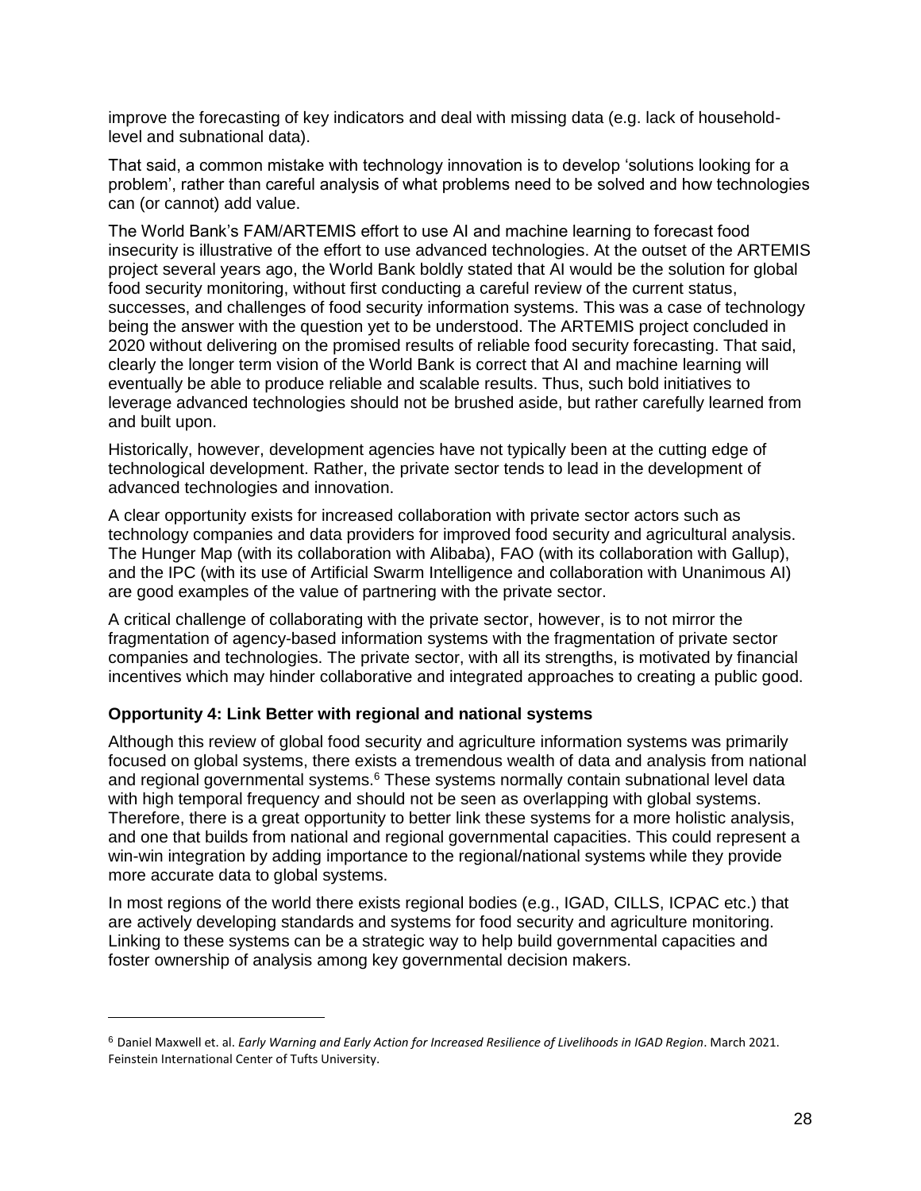improve the forecasting of key indicators and deal with missing data (e.g. lack of household-level and subnational data).

That said, a common mistake with technology innovation is to develop 'solutions looking for a problem', rather than careful analysis of what problems need to be solved and how technologies can (or cannot) add value.

The World Bank's FAM/ARTEMIS effort to use AI and machine learning to forecast food insecurity is illustrative of the effort to use advanced technologies. At the outset of the ARTEMIS project several years ago, the World Bank boldly stated that AI would be the solution for global food security monitoring, without first conducting a careful review of the current status, successes, and challenges of food security information systems. This was a case of technology being the answer with the question yet to be understood. The ARTEMIS project concluded in 2020 without delivering on the promised results of reliable food security forecasting. That said, clearly the longer term vision of the World Bank is correct that AI and machine learning will eventually be able to produce reliable and scalable results. Thus, such bold initiatives to leverage advanced technologies should not be brushed aside, but rather carefully learned from and built upon.

Historically, however, development agencies have not typically been at the cutting edge of technological development. Rather, the private sector tends to lead in the development of advanced technologies and innovation.

A clear opportunity exists for increased collaboration with private sector actors such as technology companies and data providers for improved food security and agricultural analysis. The Hunger Map (with its collaboration with Alibaba), FAO (with its collaboration with Gallup), and the IPC (with its use of Artificial Swarm Intelligence and collaboration with Unanimous AI) are good examples of the value of partnering with the private sector.

A critical challenge of collaborating with the private sector, however, is to not mirror the fragmentation of agency-based information systems with the fragmentation of private sector companies and technologies. The private sector, with all its strengths, is motivated by financial incentives which may hinder collaborative and integrated approaches to creating a public good.

### Opportunity 4: Link Better with regional and national systems

Although this review of global food security and agriculture information systems was primarily focused on global systems, there exists a tremendous wealth of data and analysis from national and regional governmental systems.[6] These systems normally contain subnational level data with high temporal frequency and should not be seen as overlapping with global systems. Therefore, there is a great opportunity to better link these systems for a more holistic analysis, and one that builds from national and regional governmental capacities. This could represent a win-win integration by adding importance to the regional/national systems while they provide more accurate data to global systems.

In most regions of the world there exists regional bodies (e.g., IGAD, CILLS, ICPAC etc.) that are actively developing standards and systems for food security and agriculture monitoring. Linking to these systems can be a strategic way to help build governmental capacities and foster ownership of analysis among key governmental decision makers.

---

[6] Daniel Maxwell et. al. *Early Warning and Early Action for Increased Resilience of Livelihoods in IGAD Region*. March 2021. Feinstein International Center of Tufts University.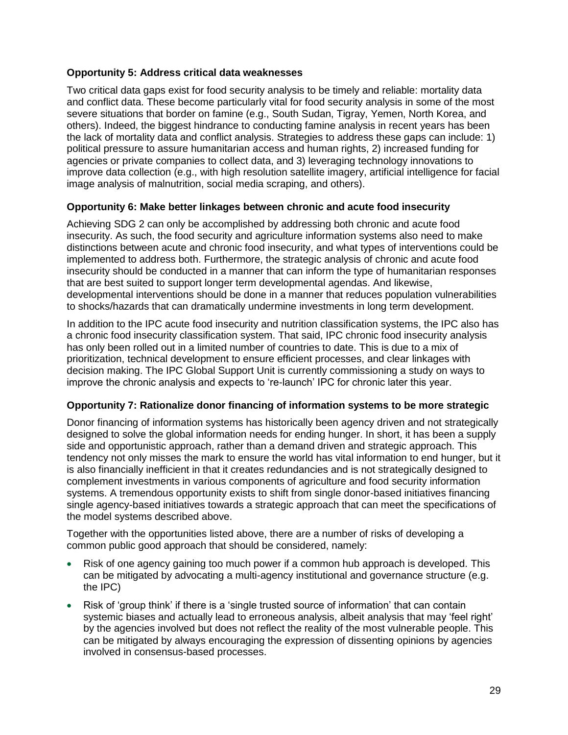**Opportunity 5: Address critical data weaknesses**

Two critical data gaps exist for food security analysis to be timely and reliable: mortality data and conflict data. These become particularly vital for food security analysis in some of the most severe situations that border on famine (e.g., South Sudan, Tigray, Yemen, North Korea, and others). Indeed, the biggest hindrance to conducting famine analysis in recent years has been the lack of mortality data and conflict analysis. Strategies to address these gaps can include: 1) political pressure to assure humanitarian access and human rights, 2) increased funding for agencies or private companies to collect data, and 3) leveraging technology innovations to improve data collection (e.g., with high resolution satellite imagery, artificial intelligence for facial image analysis of malnutrition, social media scraping, and others).

**Opportunity 6: Make better linkages between chronic and acute food insecurity**

Achieving SDG 2 can only be accomplished by addressing both chronic and acute food insecurity. As such, the food security and agriculture information systems also need to make distinctions between acute and chronic food insecurity, and what types of interventions could be implemented to address both. Furthermore, the strategic analysis of chronic and acute food insecurity should be conducted in a manner that can inform the type of humanitarian responses that are best suited to support longer term developmental agendas. And likewise, developmental interventions should be done in a manner that reduces population vulnerabilities to shocks/hazards that can dramatically undermine investments in long term development.

In addition to the IPC acute food insecurity and nutrition classification systems, the IPC also has a chronic food insecurity classification system. That said, IPC chronic food insecurity analysis has only been rolled out in a limited number of countries to date. This is due to a mix of prioritization, technical development to ensure efficient processes, and clear linkages with decision making. The IPC Global Support Unit is currently commissioning a study on ways to improve the chronic analysis and expects to 're-launch' IPC for chronic later this year.

**Opportunity 7: Rationalize donor financing of information systems to be more strategic**

Donor financing of information systems has historically been agency driven and not strategically designed to solve the global information needs for ending hunger. In short, it has been a supply side and opportunistic approach, rather than a demand driven and strategic approach. This tendency not only misses the mark to ensure the world has vital information to end hunger, but it is also financially inefficient in that it creates redundancies and is not strategically designed to complement investments in various components of agriculture and food security information systems. A tremendous opportunity exists to shift from single donor-based initiatives financing single agency-based initiatives towards a strategic approach that can meet the specifications of the model systems described above.

Together with the opportunities listed above, there are a number of risks of developing a common public good approach that should be considered, namely:

- Risk of one agency gaining too much power if a common hub approach is developed. This can be mitigated by advocating a multi-agency institutional and governance structure (e.g. the IPC)
- Risk of 'group think' if there is a 'single trusted source of information' that can contain systemic biases and actually lead to erroneous analysis, albeit analysis that may 'feel right' by the agencies involved but does not reflect the reality of the most vulnerable people. This can be mitigated by always encouraging the expression of dissenting opinions by agencies involved in consensus-based processes.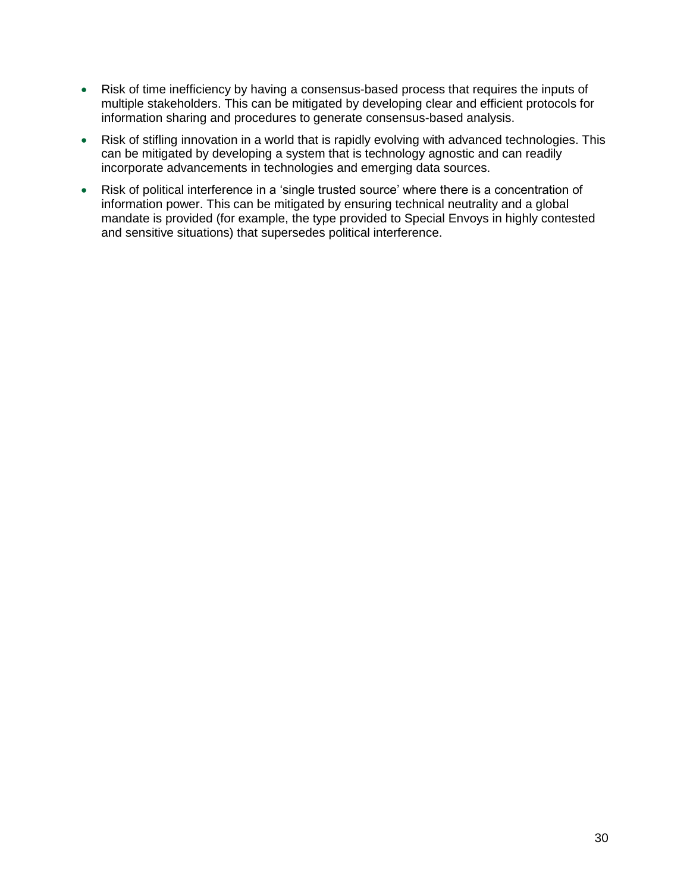- Risk of time inefficiency by having a consensus-based process that requires the inputs of multiple stakeholders. This can be mitigated by developing clear and efficient protocols for information sharing and procedures to generate consensus-based analysis.
- Risk of stifling innovation in a world that is rapidly evolving with advanced technologies. This can be mitigated by developing a system that is technology agnostic and can readily incorporate advancements in technologies and emerging data sources.
- Risk of political interference in a 'single trusted source' where there is a concentration of information power. This can be mitigated by ensuring technical neutrality and a global mandate is provided (for example, the type provided to Special Envoys in highly contested and sensitive situations) that supersedes political interference.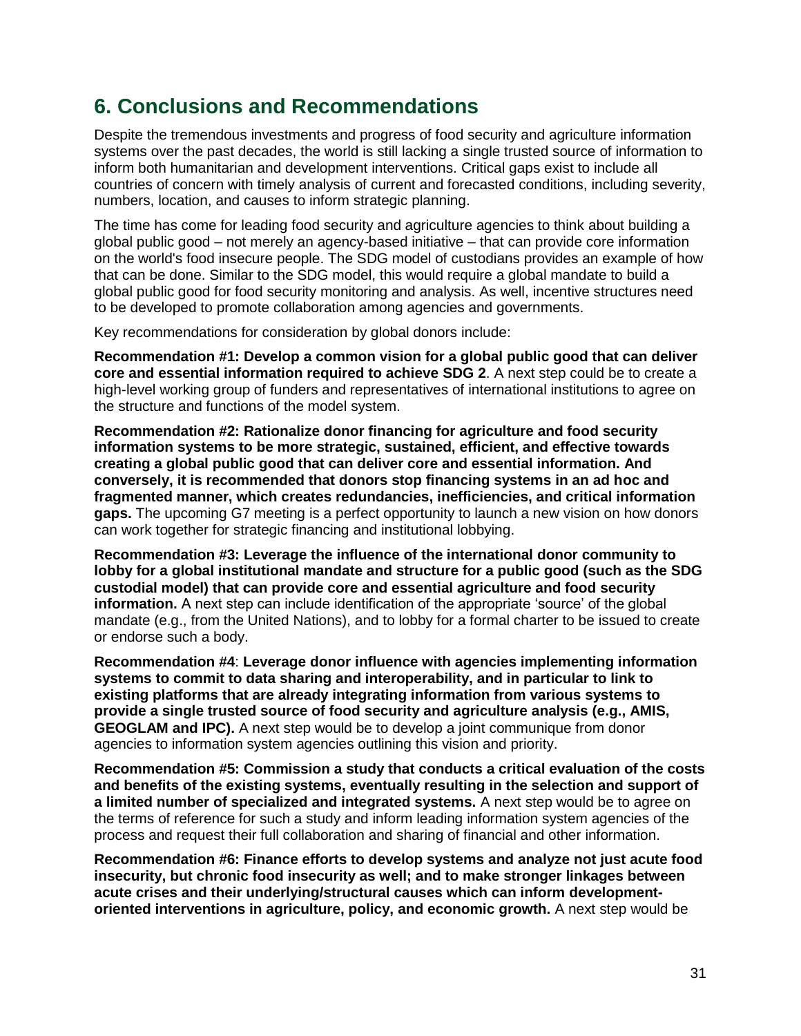## 6. Conclusions and Recommendations

Despite the tremendous investments and progress of food security and agriculture information systems over the past decades, the world is still lacking a single trusted source of information to inform both humanitarian and development interventions. Critical gaps exist to include all countries of concern with timely analysis of current and forecasted conditions, including severity, numbers, location, and causes to inform strategic planning.

The time has come for leading food security and agriculture agencies to think about building a global public good – not merely an agency-based initiative – that can provide core information on the world's food insecure people. The SDG model of custodians provides an example of how that can be done. Similar to the SDG model, this would require a global mandate to build a global public good for food security monitoring and analysis. As well, incentive structures need to be developed to promote collaboration among agencies and governments.

Key recommendations for consideration by global donors include:

**Recommendation #1: Develop a common vision for a global public good that can deliver core and essential information required to achieve SDG 2**. A next step could be to create a high-level working group of funders and representatives of international institutions to agree on the structure and functions of the model system.

**Recommendation #2: Rationalize donor financing for agriculture and food security information systems to be more strategic, sustained, efficient, and effective towards creating a global public good that can deliver core and essential information. And conversely, it is recommended that donors stop financing systems in an ad hoc and fragmented manner, which creates redundancies, inefficiencies, and critical information gaps.** The upcoming G7 meeting is a perfect opportunity to launch a new vision on how donors can work together for strategic financing and institutional lobbying.

**Recommendation #3: Leverage the influence of the international donor community to lobby for a global institutional mandate and structure for a public good (such as the SDG custodial model) that can provide core and essential agriculture and food security information.** A next step can include identification of the appropriate 'source' of the global mandate (e.g., from the United Nations), and to lobby for a formal charter to be issued to create or endorse such a body.

**Recommendation #4**: **Leverage donor influence with agencies implementing information systems to commit to data sharing and interoperability, and in particular to link to existing platforms that are already integrating information from various systems to provide a single trusted source of food security and agriculture analysis (e.g., AMIS, GEOGLAM and IPC).** A next step would be to develop a joint communique from donor agencies to information system agencies outlining this vision and priority.

**Recommendation #5: Commission a study that conducts a critical evaluation of the costs and benefits of the existing systems, eventually resulting in the selection and support of a limited number of specialized and integrated systems.** A next step would be to agree on the terms of reference for such a study and inform leading information system agencies of the process and request their full collaboration and sharing of financial and other information.

**Recommendation #6: Finance efforts to develop systems and analyze not just acute food insecurity, but chronic food insecurity as well; and to make stronger linkages between acute crises and their underlying/structural causes which can inform development-oriented interventions in agriculture, policy, and economic growth.** A next step would be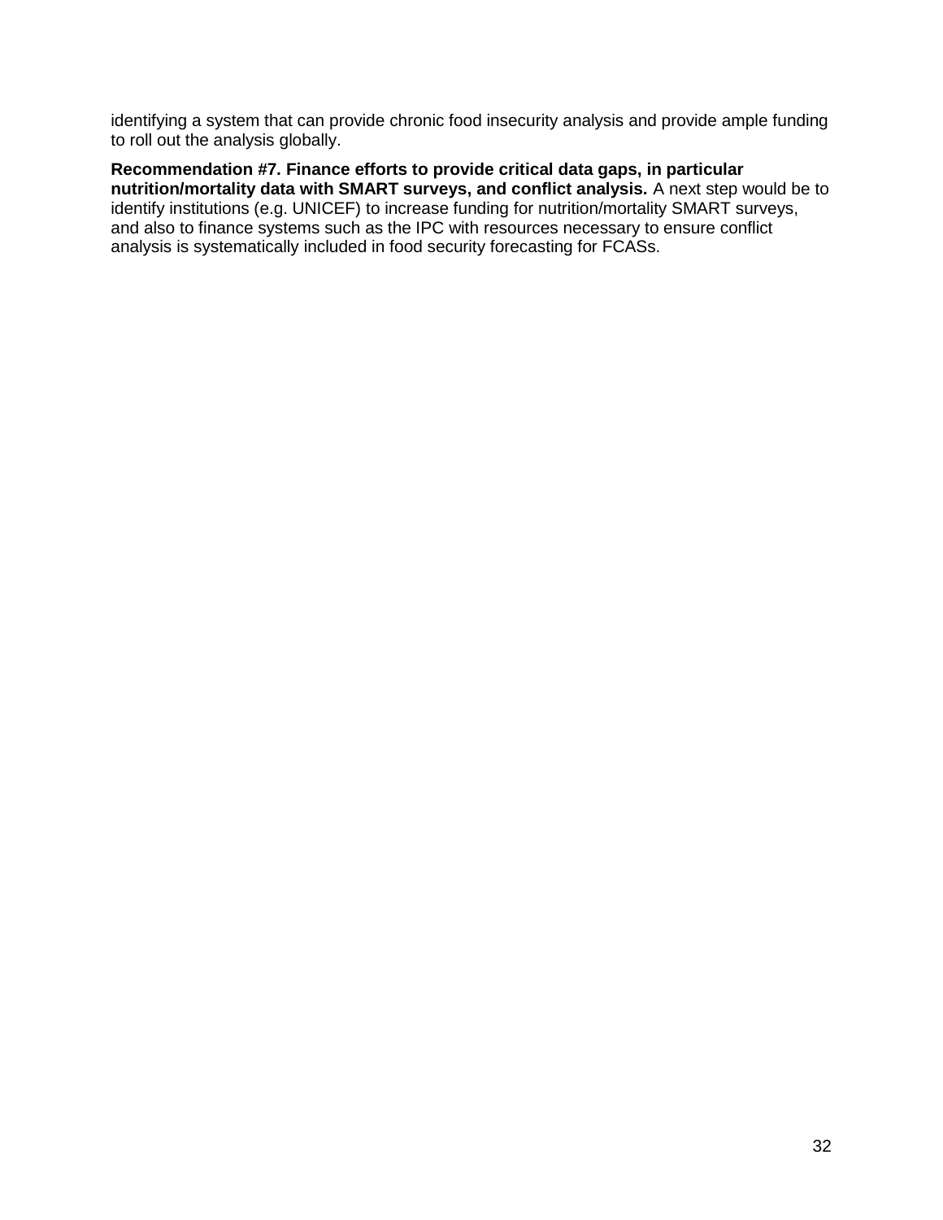identifying a system that can provide chronic food insecurity analysis and provide ample funding to roll out the analysis globally.

**Recommendation #7. Finance efforts to provide critical data gaps, in particular nutrition/mortality data with SMART surveys, and conflict analysis.** A next step would be to identify institutions (e.g. UNICEF) to increase funding for nutrition/mortality SMART surveys, and also to finance systems such as the IPC with resources necessary to ensure conflict analysis is systematically included in food security forecasting for FCASs.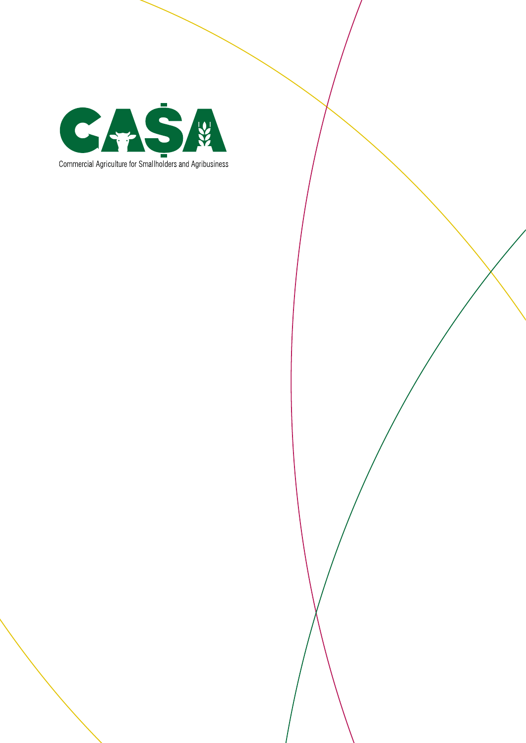CASA

Commercial Agriculture for Smallholders and Agribusiness